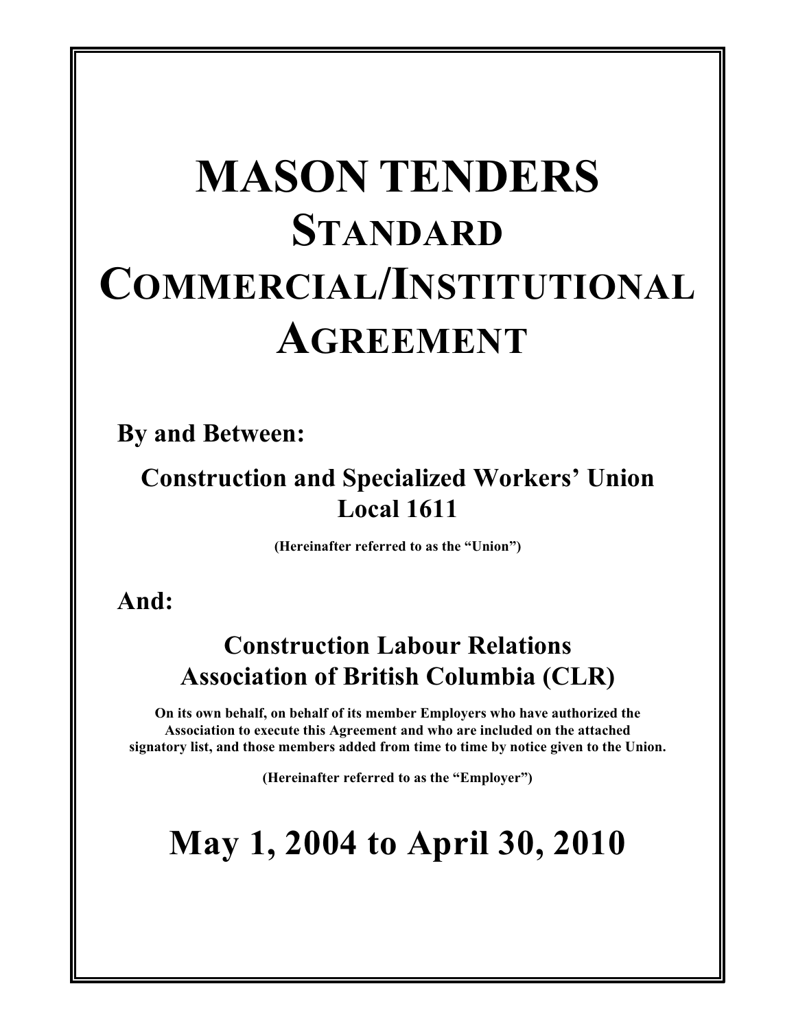# MASON TENDERS STANDARD COMMERCIAL/INSTITUTIONAL AGREEMENT

**By and Between:**

**Construction and Specialized Workers' Union Local 1611**

**(Hereinafter referred to as the "Union")**

**And:**

**Construction Labour Relations Association of British Columbia (CLR)**

**On its own behalf, on behalf of its member Employers who have authorized the Association to execute this Agreement and who are included on the attached signatory list, and those members added from time to time by notice given to the Union.**

**(Hereinafter referred to as the "Employer")**

## May 1, 2004 to April 30, 2010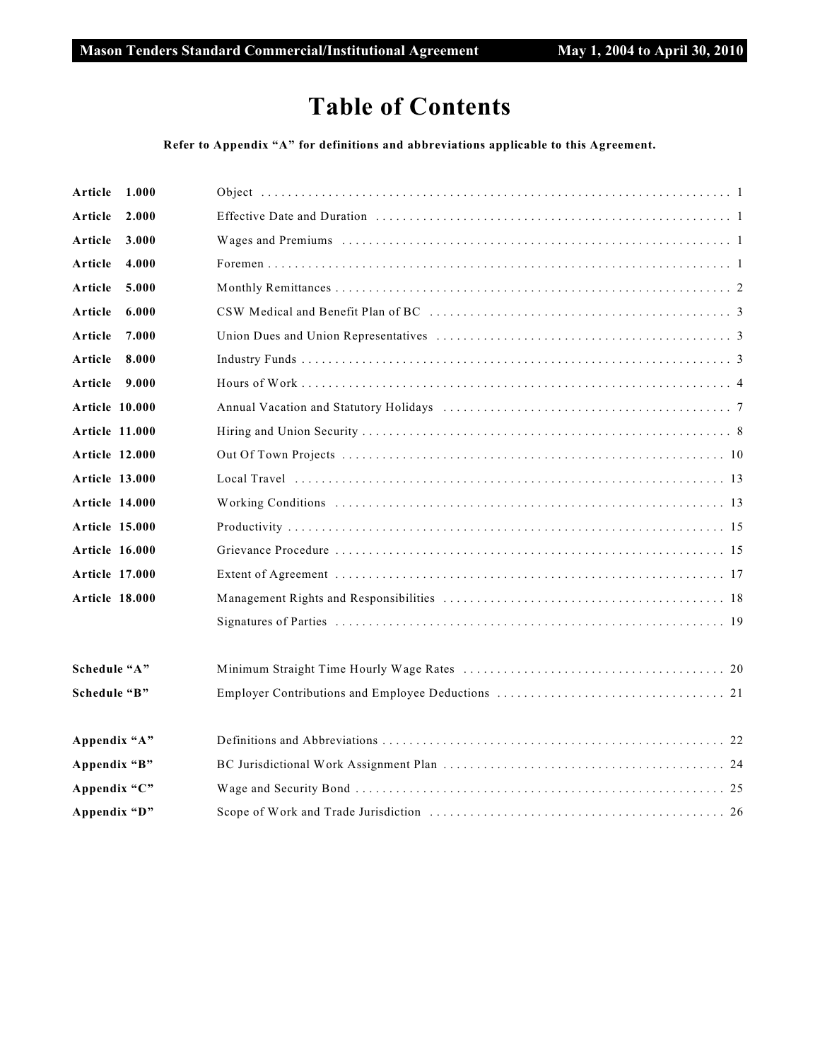# Table of Contents

**Refer to Appendix "A" for definitions and abbreviations applicable to this Agreement.**

| | | |
|---|---|---|
| **Article 1.000** | Object | 1 |
| **Article 2.000** | Effective Date and Duration | 1 |
| **Article 3.000** | Wages and Premiums | 1 |
| **Article 4.000** | Foremen | 1 |
| **Article 5.000** | Monthly Remittances | 2 |
| **Article 6.000** | CSW Medical and Benefit Plan of BC | 3 |
| **Article 7.000** | Union Dues and Union Representatives | 3 |
| **Article 8.000** | Industry Funds | 3 |
| **Article 9.000** | Hours of Work | 4 |
| **Article 10.000** | Annual Vacation and Statutory Holidays | 7 |
| **Article 11.000** | Hiring and Union Security | 8 |
| **Article 12.000** | Out Of Town Projects | 10 |
| **Article 13.000** | Local Travel | 13 |
| **Article 14.000** | Working Conditions | 13 |
| **Article 15.000** | Productivity | 15 |
| **Article 16.000** | Grievance Procedure | 15 |
| **Article 17.000** | Extent of Agreement | 17 |
| **Article 18.000** | Management Rights and Responsibilities | 18 |
| | Signatures of Parties | 19 |
| **Schedule "A"** | Minimum Straight Time Hourly Wage Rates | 20 |
| **Schedule "B"** | Employer Contributions and Employee Deductions | 21 |
| **Appendix "A"** | Definitions and Abbreviations | 22 |
| **Appendix "B"** | BC Jurisdictional Work Assignment Plan | 24 |
| **Appendix "C"** | Wage and Security Bond | 25 |
| **Appendix "D"** | Scope of Work and Trade Jurisdiction | 26 |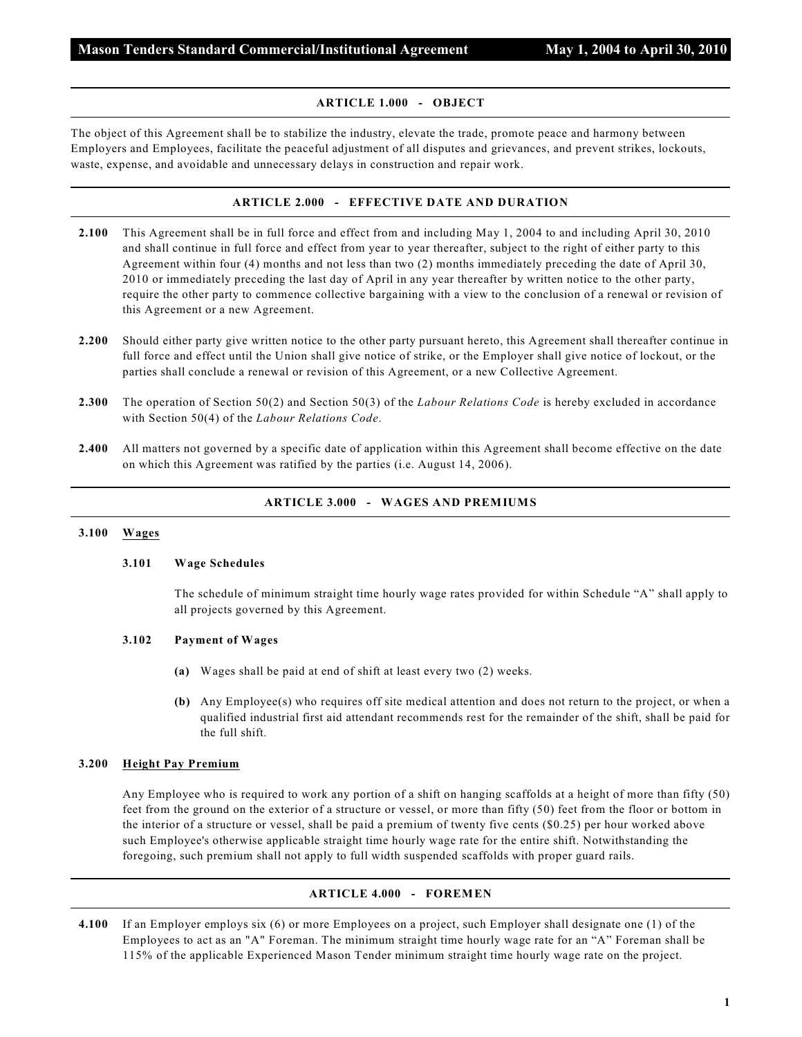## ARTICLE 1.000 - OBJECT

The object of this Agreement shall be to stabilize the industry, elevate the trade, promote peace and harmony between Employers and Employees, facilitate the peaceful adjustment of all disputes and grievances, and prevent strikes, lockouts, waste, expense, and avoidable and unnecessary delays in construction and repair work.

## ARTICLE 2.000 - EFFECTIVE DATE AND DURATION

**2.100** This Agreement shall be in full force and effect from and including May 1, 2004 to and including April 30, 2010 and shall continue in full force and effect from year to year thereafter, subject to the right of either party to this Agreement within four (4) months and not less than two (2) months immediately preceding the date of April 30, 2010 or immediately preceding the last day of April in any year thereafter by written notice to the other party, require the other party to commence collective bargaining with a view to the conclusion of a renewal or revision of this Agreement or a new Agreement.

**2.200** Should either party give written notice to the other party pursuant hereto, this Agreement shall thereafter continue in full force and effect until the Union shall give notice of strike, or the Employer shall give notice of lockout, or the parties shall conclude a renewal or revision of this Agreement, or a new Collective Agreement.

**2.300** The operation of Section 50(2) and Section 50(3) of the *Labour Relations Code* is hereby excluded in accordance with Section 50(4) of the *Labour Relations Code*.

**2.400** All matters not governed by a specific date of application within this Agreement shall become effective on the date on which this Agreement was ratified by the parties (i.e. August 14, 2006).

## ARTICLE 3.000 - WAGES AND PREMIUMS

### 3.100 Wages

#### 3.101 Wage Schedules

The schedule of minimum straight time hourly wage rates provided for within Schedule "A" shall apply to all projects governed by this Agreement.

#### 3.102 Payment of Wages

**(a)** Wages shall be paid at end of shift at least every two (2) weeks.

**(b)** Any Employee(s) who requires off site medical attention and does not return to the project, or when a qualified industrial first aid attendant recommends rest for the remainder of the shift, shall be paid for the full shift.

### 3.200 Height Pay Premium

Any Employee who is required to work any portion of a shift on hanging scaffolds at a height of more than fifty (50) feet from the ground on the exterior of a structure or vessel, or more than fifty (50) feet from the floor or bottom in the interior of a structure or vessel, shall be paid a premium of twenty five cents ($0.25) per hour worked above such Employee's otherwise applicable straight time hourly wage rate for the entire shift. Notwithstanding the foregoing, such premium shall not apply to full width suspended scaffolds with proper guard rails.

## ARTICLE 4.000 - FOREMEN

**4.100** If an Employer employs six (6) or more Employees on a project, such Employer shall designate one (1) of the Employees to act as an "A" Foreman. The minimum straight time hourly wage rate for an "A" Foreman shall be 115% of the applicable Experienced Mason Tender minimum straight time hourly wage rate on the project.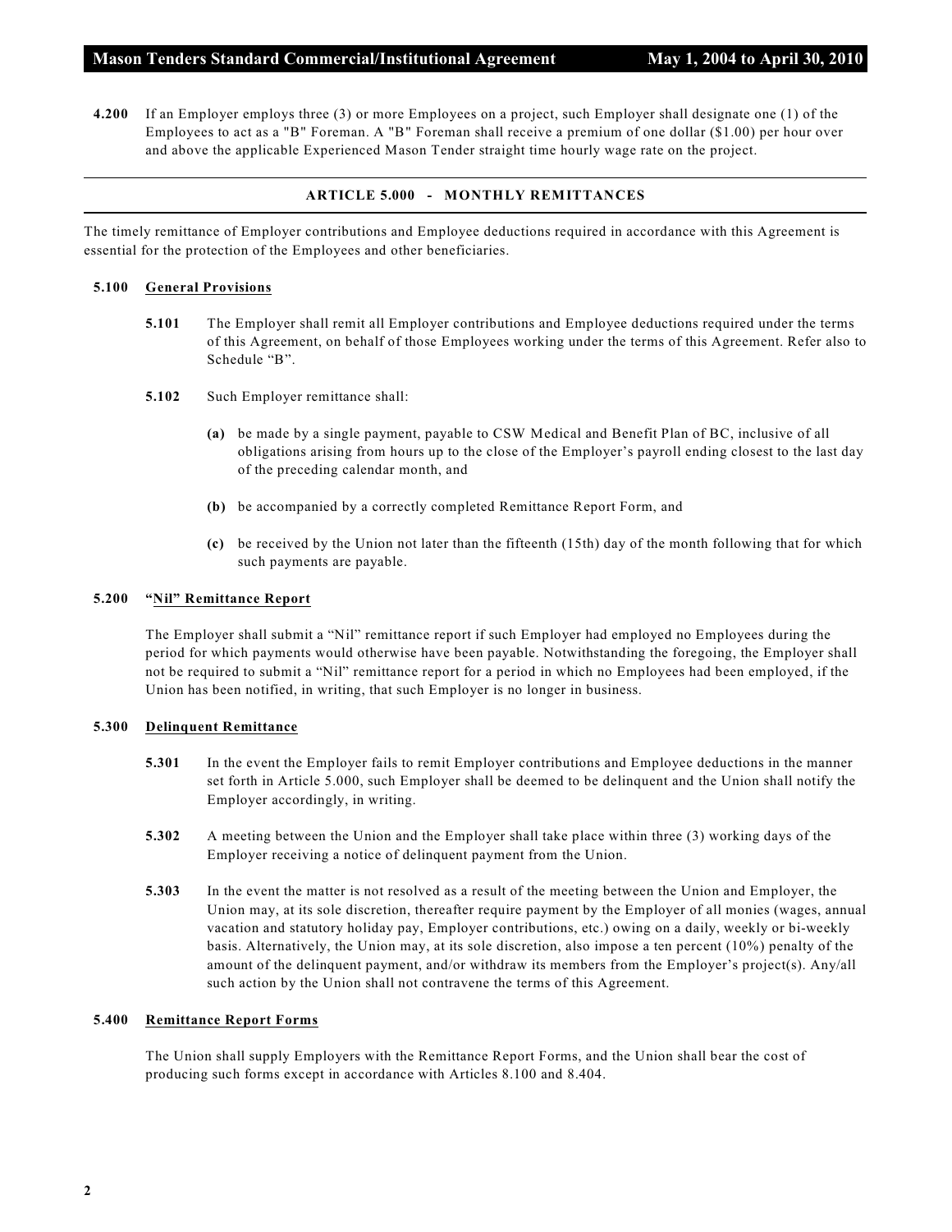**4.200** If an Employer employs three (3) or more Employees on a project, such Employer shall designate one (1) of the Employees to act as a "B" Foreman. A "B" Foreman shall receive a premium of one dollar ($1.00) per hour over and above the applicable Experienced Mason Tender straight time hourly wage rate on the project.

## ARTICLE 5.000 - MONTHLY REMITTANCES

The timely remittance of Employer contributions and Employee deductions required in accordance with this Agreement is essential for the protection of the Employees and other beneficiaries.

### 5.100 General Provisions

**5.101** The Employer shall remit all Employer contributions and Employee deductions required under the terms of this Agreement, on behalf of those Employees working under the terms of this Agreement. Refer also to Schedule "B".

**5.102** Such Employer remittance shall:

**(a)** be made by a single payment, payable to CSW Medical and Benefit Plan of BC, inclusive of all obligations arising from hours up to the close of the Employer's payroll ending closest to the last day of the preceding calendar month, and

**(b)** be accompanied by a correctly completed Remittance Report Form, and

**(c)** be received by the Union not later than the fifteenth (15th) day of the month following that for which such payments are payable.

### 5.200 "Nil" Remittance Report

The Employer shall submit a "Nil" remittance report if such Employer had employed no Employees during the period for which payments would otherwise have been payable. Notwithstanding the foregoing, the Employer shall not be required to submit a "Nil" remittance report for a period in which no Employees had been employed, if the Union has been notified, in writing, that such Employer is no longer in business.

### 5.300 Delinquent Remittance

**5.301** In the event the Employer fails to remit Employer contributions and Employee deductions in the manner set forth in Article 5.000, such Employer shall be deemed to be delinquent and the Union shall notify the Employer accordingly, in writing.

**5.302** A meeting between the Union and the Employer shall take place within three (3) working days of the Employer receiving a notice of delinquent payment from the Union.

**5.303** In the event the matter is not resolved as a result of the meeting between the Union and Employer, the Union may, at its sole discretion, thereafter require payment by the Employer of all monies (wages, annual vacation and statutory holiday pay, Employer contributions, etc.) owing on a daily, weekly or bi-weekly basis. Alternatively, the Union may, at its sole discretion, also impose a ten percent (10%) penalty of the amount of the delinquent payment, and/or withdraw its members from the Employer's project(s). Any/all such action by the Union shall not contravene the terms of this Agreement.

### 5.400 Remittance Report Forms

The Union shall supply Employers with the Remittance Report Forms, and the Union shall bear the cost of producing such forms except in accordance with Articles 8.100 and 8.404.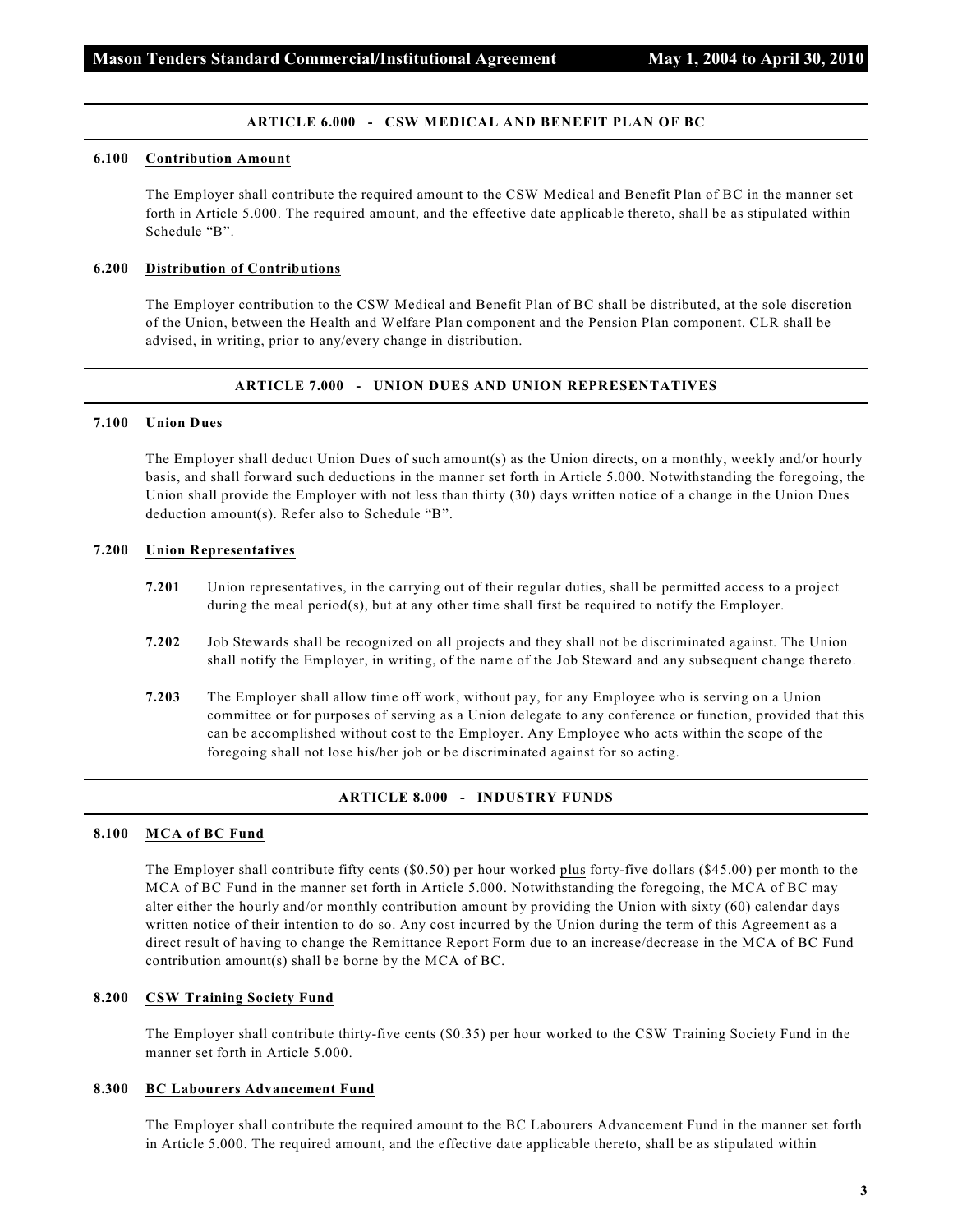## ARTICLE 6.000 - CSW MEDICAL AND BENEFIT PLAN OF BC

### 6.100 Contribution Amount

The Employer shall contribute the required amount to the CSW Medical and Benefit Plan of BC in the manner set forth in Article 5.000. The required amount, and the effective date applicable thereto, shall be as stipulated within Schedule "B".

### 6.200 Distribution of Contributions

The Employer contribution to the CSW Medical and Benefit Plan of BC shall be distributed, at the sole discretion of the Union, between the Health and Welfare Plan component and the Pension Plan component. CLR shall be advised, in writing, prior to any/every change in distribution.

## ARTICLE 7.000 - UNION DUES AND UNION REPRESENTATIVES

### 7.100 Union Dues

The Employer shall deduct Union Dues of such amount(s) as the Union directs, on a monthly, weekly and/or hourly basis, and shall forward such deductions in the manner set forth in Article 5.000. Notwithstanding the foregoing, the Union shall provide the Employer with not less than thirty (30) days written notice of a change in the Union Dues deduction amount(s). Refer also to Schedule "B".

### 7.200 Union Representatives

**7.201** Union representatives, in the carrying out of their regular duties, shall be permitted access to a project during the meal period(s), but at any other time shall first be required to notify the Employer.

**7.202** Job Stewards shall be recognized on all projects and they shall not be discriminated against. The Union shall notify the Employer, in writing, of the name of the Job Steward and any subsequent change thereto.

**7.203** The Employer shall allow time off work, without pay, for any Employee who is serving on a Union committee or for purposes of serving as a Union delegate to any conference or function, provided that this can be accomplished without cost to the Employer. Any Employee who acts within the scope of the foregoing shall not lose his/her job or be discriminated against for so acting.

## ARTICLE 8.000 - INDUSTRY FUNDS

### 8.100 MCA of BC Fund

The Employer shall contribute fifty cents ($0.50) per hour worked plus forty-five dollars ($45.00) per month to the MCA of BC Fund in the manner set forth in Article 5.000. Notwithstanding the foregoing, the MCA of BC may alter either the hourly and/or monthly contribution amount by providing the Union with sixty (60) calendar days written notice of their intention to do so. Any cost incurred by the Union during the term of this Agreement as a direct result of having to change the Remittance Report Form due to an increase/decrease in the MCA of BC Fund contribution amount(s) shall be borne by the MCA of BC.

### 8.200 CSW Training Society Fund

The Employer shall contribute thirty-five cents ($0.35) per hour worked to the CSW Training Society Fund in the manner set forth in Article 5.000.

### 8.300 BC Labourers Advancement Fund

The Employer shall contribute the required amount to the BC Labourers Advancement Fund in the manner set forth in Article 5.000. The required amount, and the effective date applicable thereto, shall be as stipulated within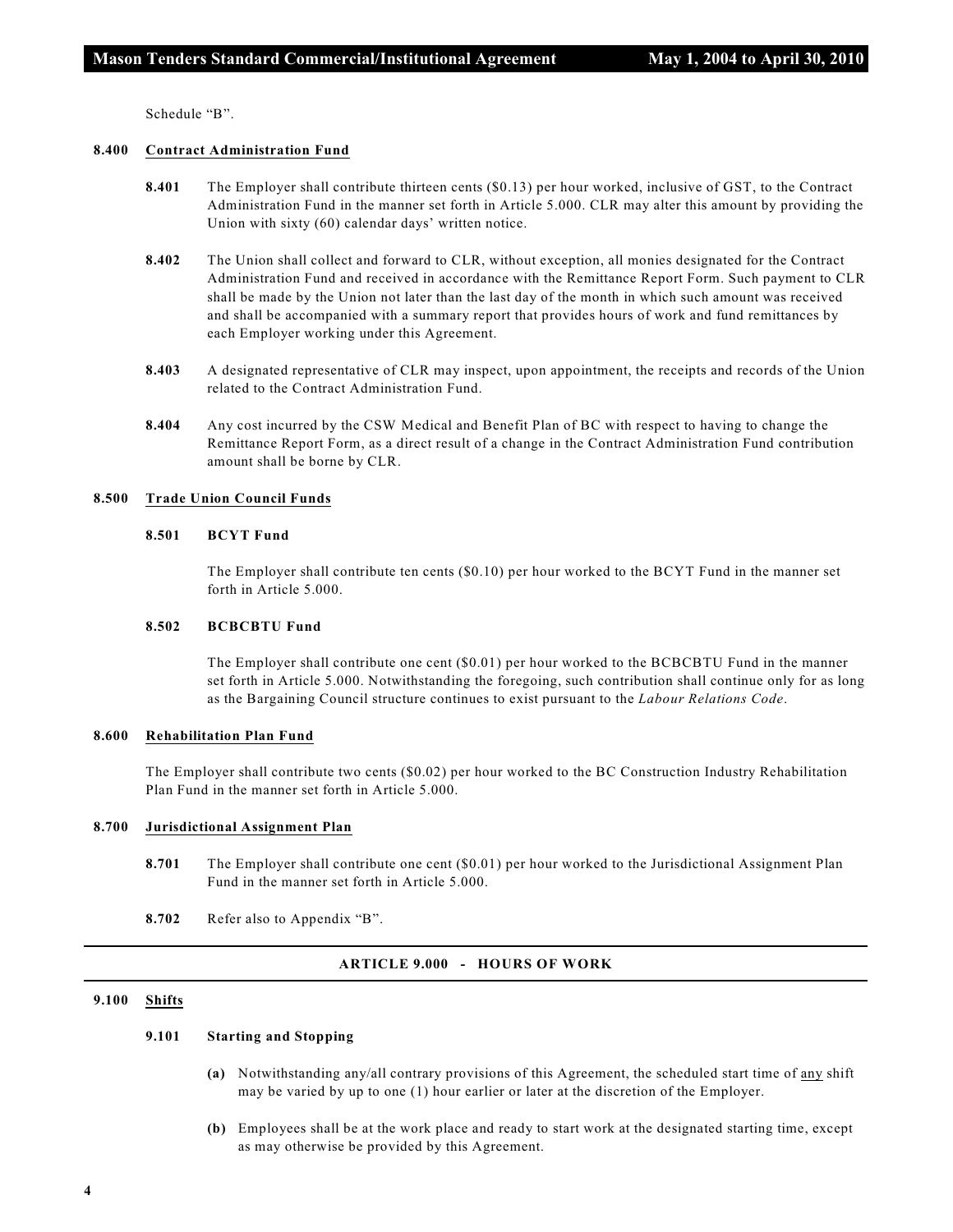Schedule "B".

**8.400 Contract Administration Fund**

**8.401** The Employer shall contribute thirteen cents ($0.13) per hour worked, inclusive of GST, to the Contract Administration Fund in the manner set forth in Article 5.000. CLR may alter this amount by providing the Union with sixty (60) calendar days' written notice.

**8.402** The Union shall collect and forward to CLR, without exception, all monies designated for the Contract Administration Fund and received in accordance with the Remittance Report Form. Such payment to CLR shall be made by the Union not later than the last day of the month in which such amount was received and shall be accompanied with a summary report that provides hours of work and fund remittances by each Employer working under this Agreement.

**8.403** A designated representative of CLR may inspect, upon appointment, the receipts and records of the Union related to the Contract Administration Fund.

**8.404** Any cost incurred by the CSW Medical and Benefit Plan of BC with respect to having to change the Remittance Report Form, as a direct result of a change in the Contract Administration Fund contribution amount shall be borne by CLR.

**8.500 Trade Union Council Funds**

**8.501 BCYT Fund**

The Employer shall contribute ten cents ($0.10) per hour worked to the BCYT Fund in the manner set forth in Article 5.000.

**8.502 BCBCBTU Fund**

The Employer shall contribute one cent ($0.01) per hour worked to the BCBCBTU Fund in the manner set forth in Article 5.000. Notwithstanding the foregoing, such contribution shall continue only for as long as the Bargaining Council structure continues to exist pursuant to the *Labour Relations Code*.

**8.600 Rehabilitation Plan Fund**

The Employer shall contribute two cents ($0.02) per hour worked to the BC Construction Industry Rehabilitation Plan Fund in the manner set forth in Article 5.000.

**8.700 Jurisdictional Assignment Plan**

**8.701** The Employer shall contribute one cent ($0.01) per hour worked to the Jurisdictional Assignment Plan Fund in the manner set forth in Article 5.000.

**8.702** Refer also to Appendix "B".

## ARTICLE 9.000 - HOURS OF WORK

**9.100 Shifts**

**9.101 Starting and Stopping**

**(a)** Notwithstanding any/all contrary provisions of this Agreement, the scheduled start time of any shift may be varied by up to one (1) hour earlier or later at the discretion of the Employer.

**(b)** Employees shall be at the work place and ready to start work at the designated starting time, except as may otherwise be provided by this Agreement.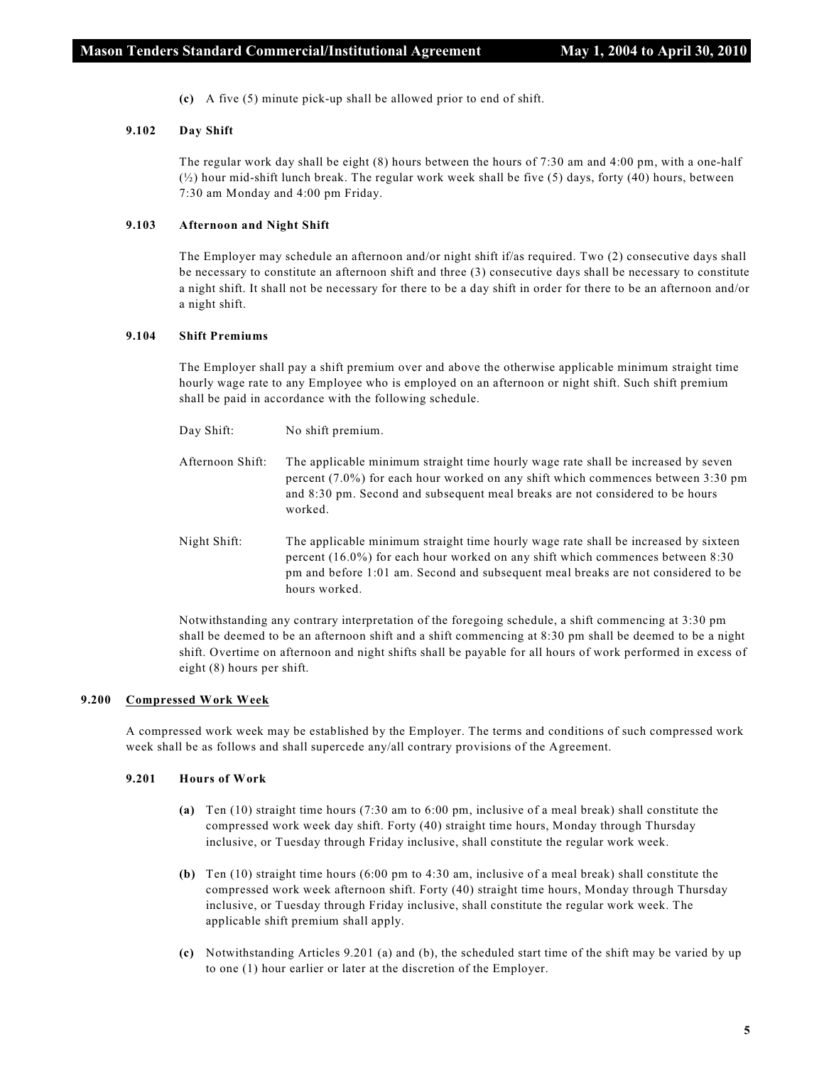**(c)** A five (5) minute pick-up shall be allowed prior to end of shift.

#### 9.102 Day Shift

The regular work day shall be eight (8) hours between the hours of 7:30 am and 4:00 pm, with a one-half (½) hour mid-shift lunch break. The regular work week shall be five (5) days, forty (40) hours, between 7:30 am Monday and 4:00 pm Friday.

#### 9.103 Afternoon and Night Shift

The Employer may schedule an afternoon and/or night shift if/as required. Two (2) consecutive days shall be necessary to constitute an afternoon shift and three (3) consecutive days shall be necessary to constitute a night shift. It shall not be necessary for there to be a day shift in order for there to be an afternoon and/or a night shift.

#### 9.104 Shift Premiums

The Employer shall pay a shift premium over and above the otherwise applicable minimum straight time hourly wage rate to any Employee who is employed on an afternoon or night shift. Such shift premium shall be paid in accordance with the following schedule.

Day Shift: No shift premium.

Afternoon Shift: The applicable minimum straight time hourly wage rate shall be increased by seven percent (7.0%) for each hour worked on any shift which commences between 3:30 pm and 8:30 pm. Second and subsequent meal breaks are not considered to be hours worked.

Night Shift: The applicable minimum straight time hourly wage rate shall be increased by sixteen percent (16.0%) for each hour worked on any shift which commences between 8:30 pm and before 1:01 am. Second and subsequent meal breaks are not considered to be hours worked.

Notwithstanding any contrary interpretation of the foregoing schedule, a shift commencing at 3:30 pm shall be deemed to be an afternoon shift and a shift commencing at 8:30 pm shall be deemed to be a night shift. Overtime on afternoon and night shifts shall be payable for all hours of work performed in excess of eight (8) hours per shift.

### 9.200 Compressed Work Week

A compressed work week may be established by the Employer. The terms and conditions of such compressed work week shall be as follows and shall supercede any/all contrary provisions of the Agreement.

#### 9.201 Hours of Work

**(a)** Ten (10) straight time hours (7:30 am to 6:00 pm, inclusive of a meal break) shall constitute the compressed work week day shift. Forty (40) straight time hours, Monday through Thursday inclusive, or Tuesday through Friday inclusive, shall constitute the regular work week.

**(b)** Ten (10) straight time hours (6:00 pm to 4:30 am, inclusive of a meal break) shall constitute the compressed work week afternoon shift. Forty (40) straight time hours, Monday through Thursday inclusive, or Tuesday through Friday inclusive, shall constitute the regular work week. The applicable shift premium shall apply.

**(c)** Notwithstanding Articles 9.201 (a) and (b), the scheduled start time of the shift may be varied by up to one (1) hour earlier or later at the discretion of the Employer.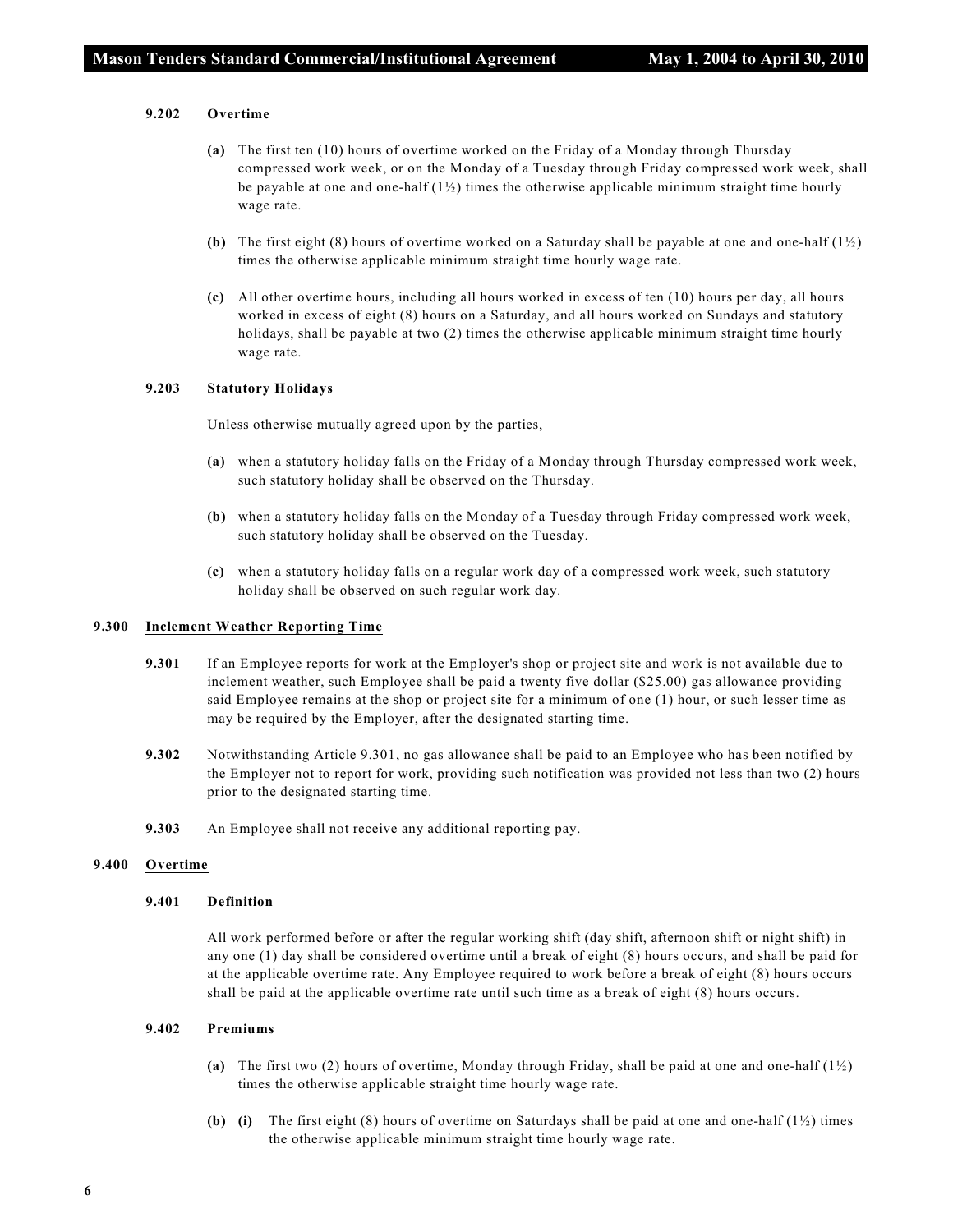#### 9.202 Overtime

**(a)** The first ten (10) hours of overtime worked on the Friday of a Monday through Thursday compressed work week, or on the Monday of a Tuesday through Friday compressed work week, shall be payable at one and one-half (1½) times the otherwise applicable minimum straight time hourly wage rate.

**(b)** The first eight (8) hours of overtime worked on a Saturday shall be payable at one and one-half (1½) times the otherwise applicable minimum straight time hourly wage rate.

**(c)** All other overtime hours, including all hours worked in excess of ten (10) hours per day, all hours worked in excess of eight (8) hours on a Saturday, and all hours worked on Sundays and statutory holidays, shall be payable at two (2) times the otherwise applicable minimum straight time hourly wage rate.

#### 9.203 Statutory Holidays

Unless otherwise mutually agreed upon by the parties,

**(a)** when a statutory holiday falls on the Friday of a Monday through Thursday compressed work week, such statutory holiday shall be observed on the Thursday.

**(b)** when a statutory holiday falls on the Monday of a Tuesday through Friday compressed work week, such statutory holiday shall be observed on the Tuesday.

**(c)** when a statutory holiday falls on a regular work day of a compressed work week, such statutory holiday shall be observed on such regular work day.

### 9.300 Inclement Weather Reporting Time

**9.301** If an Employee reports for work at the Employer's shop or project site and work is not available due to inclement weather, such Employee shall be paid a twenty five dollar ($25.00) gas allowance providing said Employee remains at the shop or project site for a minimum of one (1) hour, or such lesser time as may be required by the Employer, after the designated starting time.

**9.302** Notwithstanding Article 9.301, no gas allowance shall be paid to an Employee who has been notified by the Employer not to report for work, providing such notification was provided not less than two (2) hours prior to the designated starting time.

**9.303** An Employee shall not receive any additional reporting pay.

### 9.400 Overtime

#### 9.401 Definition

All work performed before or after the regular working shift (day shift, afternoon shift or night shift) in any one (1) day shall be considered overtime until a break of eight (8) hours occurs, and shall be paid for at the applicable overtime rate. Any Employee required to work before a break of eight (8) hours occurs shall be paid at the applicable overtime rate until such time as a break of eight (8) hours occurs.

#### 9.402 Premiums

**(a)** The first two (2) hours of overtime, Monday through Friday, shall be paid at one and one-half (1½) times the otherwise applicable straight time hourly wage rate.

**(b) (i)** The first eight (8) hours of overtime on Saturdays shall be paid at one and one-half (1½) times the otherwise applicable minimum straight time hourly wage rate.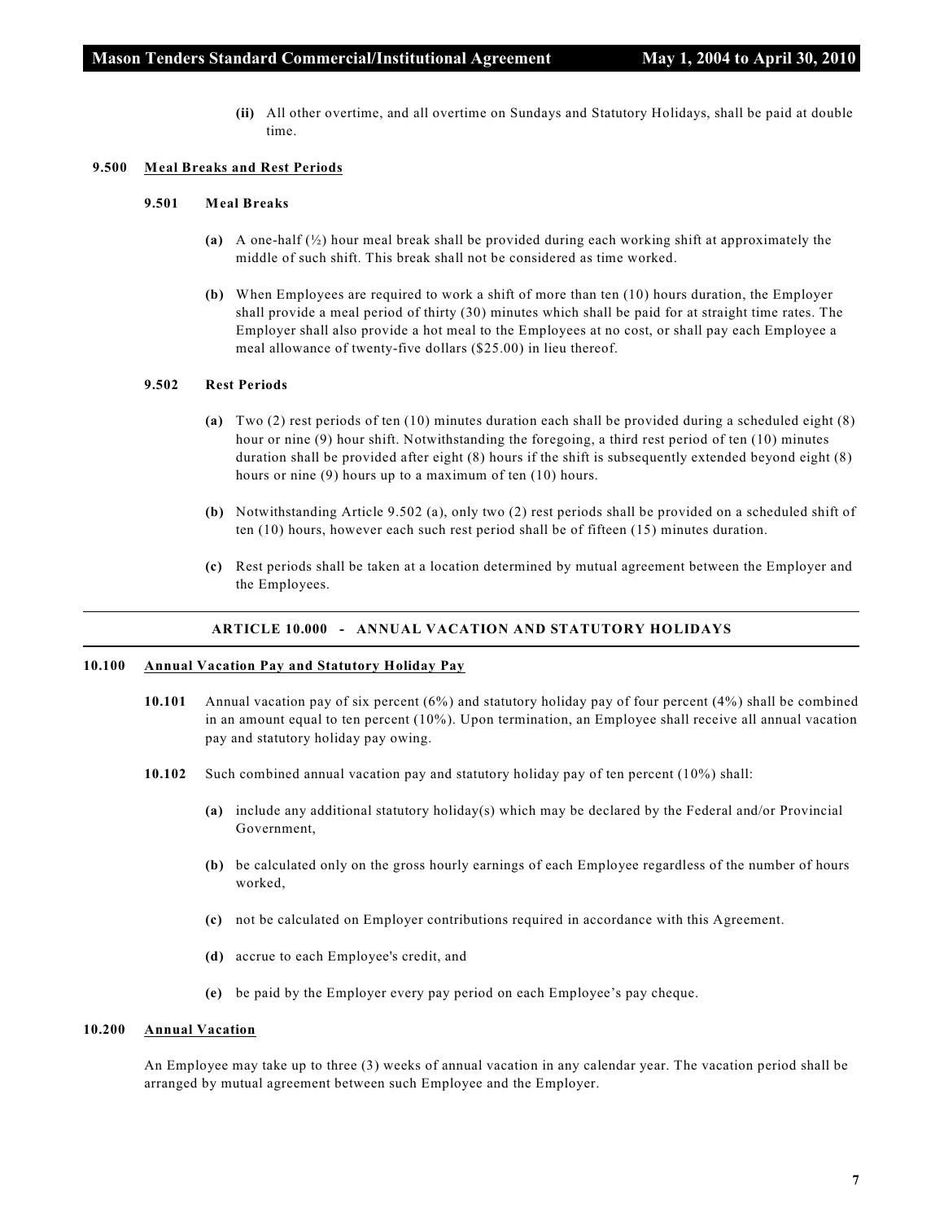**(ii)** All other overtime, and all overtime on Sundays and Statutory Holidays, shall be paid at double time.

**9.500 Meal Breaks and Rest Periods**

**9.501 Meal Breaks**

**(a)** A one-half (½) hour meal break shall be provided during each working shift at approximately the middle of such shift. This break shall not be considered as time worked.

**(b)** When Employees are required to work a shift of more than ten (10) hours duration, the Employer shall provide a meal period of thirty (30) minutes which shall be paid for at straight time rates. The Employer shall also provide a hot meal to the Employees at no cost, or shall pay each Employee a meal allowance of twenty-five dollars ($25.00) in lieu thereof.

**9.502 Rest Periods**

**(a)** Two (2) rest periods of ten (10) minutes duration each shall be provided during a scheduled eight (8) hour or nine (9) hour shift. Notwithstanding the foregoing, a third rest period of ten (10) minutes duration shall be provided after eight (8) hours if the shift is subsequently extended beyond eight (8) hours or nine (9) hours up to a maximum of ten (10) hours.

**(b)** Notwithstanding Article 9.502 (a), only two (2) rest periods shall be provided on a scheduled shift of ten (10) hours, however each such rest period shall be of fifteen (15) minutes duration.

**(c)** Rest periods shall be taken at a location determined by mutual agreement between the Employer and the Employees.

## ARTICLE 10.000 - ANNUAL VACATION AND STATUTORY HOLIDAYS

**10.100 Annual Vacation Pay and Statutory Holiday Pay**

**10.101** Annual vacation pay of six percent (6%) and statutory holiday pay of four percent (4%) shall be combined in an amount equal to ten percent (10%). Upon termination, an Employee shall receive all annual vacation pay and statutory holiday pay owing.

**10.102** Such combined annual vacation pay and statutory holiday pay of ten percent (10%) shall:

**(a)** include any additional statutory holiday(s) which may be declared by the Federal and/or Provincial Government,

**(b)** be calculated only on the gross hourly earnings of each Employee regardless of the number of hours worked,

**(c)** not be calculated on Employer contributions required in accordance with this Agreement.

**(d)** accrue to each Employee's credit, and

**(e)** be paid by the Employer every pay period on each Employee's pay cheque.

**10.200 Annual Vacation**

An Employee may take up to three (3) weeks of annual vacation in any calendar year. The vacation period shall be arranged by mutual agreement between such Employee and the Employer.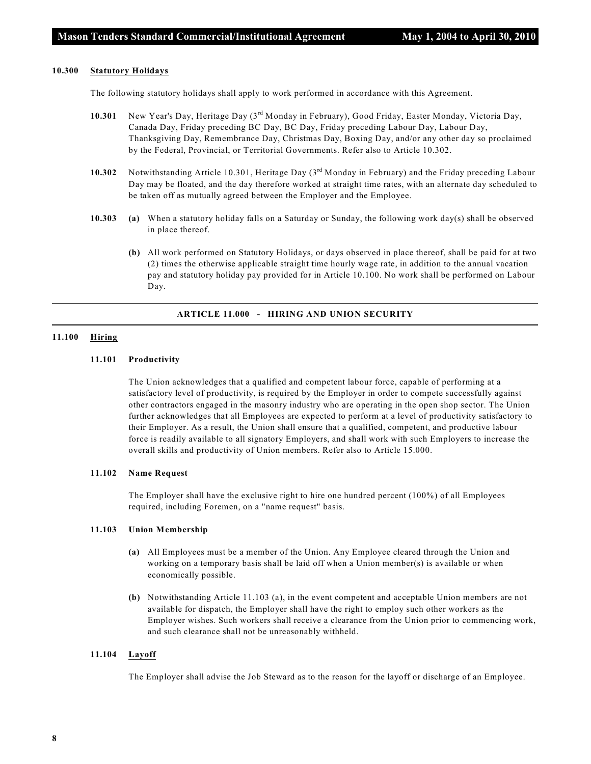**10.300 Statutory Holidays**

The following statutory holidays shall apply to work performed in accordance with this Agreement.

**10.301** New Year's Day, Heritage Day (3rd Monday in February), Good Friday, Easter Monday, Victoria Day, Canada Day, Friday preceding BC Day, BC Day, Friday preceding Labour Day, Labour Day, Thanksgiving Day, Remembrance Day, Christmas Day, Boxing Day, and/or any other day so proclaimed by the Federal, Provincial, or Territorial Governments. Refer also to Article 10.302.

**10.302** Notwithstanding Article 10.301, Heritage Day (3rd Monday in February) and the Friday preceding Labour Day may be floated, and the day therefore worked at straight time rates, with an alternate day scheduled to be taken off as mutually agreed between the Employer and the Employee.

**10.303** **(a)** When a statutory holiday falls on a Saturday or Sunday, the following work day(s) shall be observed in place thereof.

**(b)** All work performed on Statutory Holidays, or days observed in place thereof, shall be paid for at two (2) times the otherwise applicable straight time hourly wage rate, in addition to the annual vacation pay and statutory holiday pay provided for in Article 10.100. No work shall be performed on Labour Day.

---

## ARTICLE 11.000 - HIRING AND UNION SECURITY

---

**11.100 Hiring**

**11.101 Productivity**

The Union acknowledges that a qualified and competent labour force, capable of performing at a satisfactory level of productivity, is required by the Employer in order to compete successfully against other contractors engaged in the masonry industry who are operating in the open shop sector. The Union further acknowledges that all Employees are expected to perform at a level of productivity satisfactory to their Employer. As a result, the Union shall ensure that a qualified, competent, and productive labour force is readily available to all signatory Employers, and shall work with such Employers to increase the overall skills and productivity of Union members. Refer also to Article 15.000.

**11.102 Name Request**

The Employer shall have the exclusive right to hire one hundred percent (100%) of all Employees required, including Foremen, on a "name request" basis.

**11.103 Union Membership**

**(a)** All Employees must be a member of the Union. Any Employee cleared through the Union and working on a temporary basis shall be laid off when a Union member(s) is available or when economically possible.

**(b)** Notwithstanding Article 11.103 (a), in the event competent and acceptable Union members are not available for dispatch, the Employer shall have the right to employ such other workers as the Employer wishes. Such workers shall receive a clearance from the Union prior to commencing work, and such clearance shall not be unreasonably withheld.

**11.104 Layoff**

The Employer shall advise the Job Steward as to the reason for the layoff or discharge of an Employee.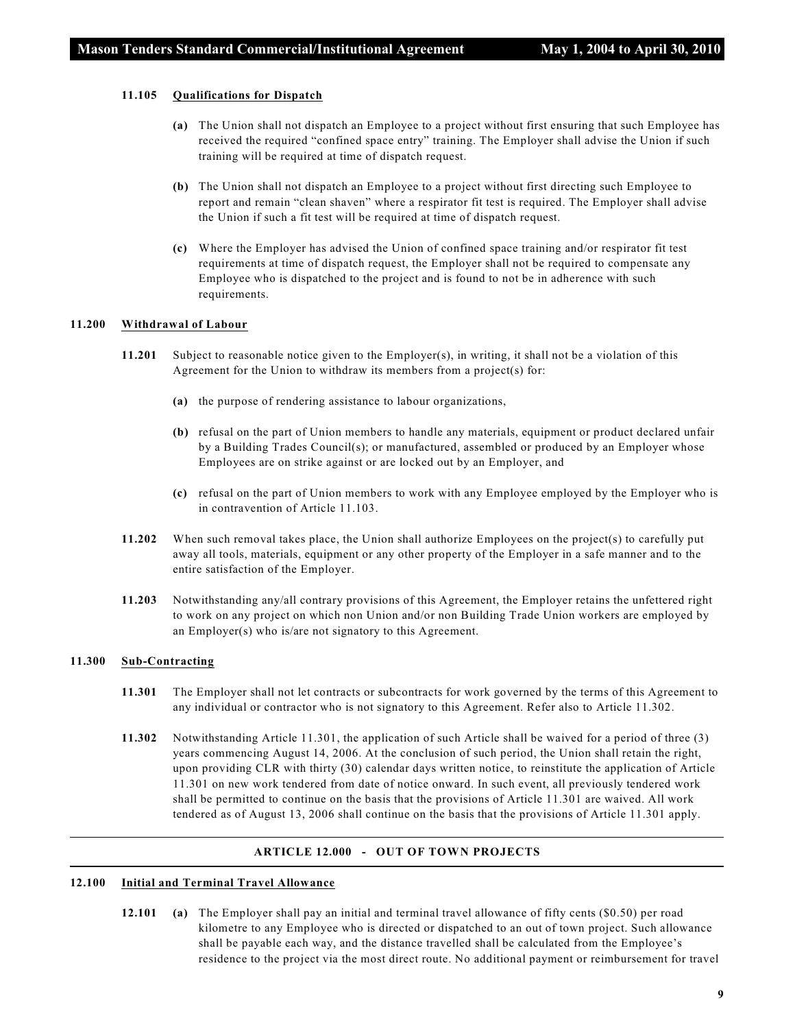#### 11.105 Qualifications for Dispatch

**(a)** The Union shall not dispatch an Employee to a project without first ensuring that such Employee has received the required "confined space entry" training. The Employer shall advise the Union if such training will be required at time of dispatch request.

**(b)** The Union shall not dispatch an Employee to a project without first directing such Employee to report and remain "clean shaven" where a respirator fit test is required. The Employer shall advise the Union if such a fit test will be required at time of dispatch request.

**(c)** Where the Employer has advised the Union of confined space training and/or respirator fit test requirements at time of dispatch request, the Employer shall not be required to compensate any Employee who is dispatched to the project and is found to not be in adherence with such requirements.

### 11.200 Withdrawal of Labour

**11.201** Subject to reasonable notice given to the Employer(s), in writing, it shall not be a violation of this Agreement for the Union to withdraw its members from a project(s) for:

**(a)** the purpose of rendering assistance to labour organizations,

**(b)** refusal on the part of Union members to handle any materials, equipment or product declared unfair by a Building Trades Council(s); or manufactured, assembled or produced by an Employer whose Employees are on strike against or are locked out by an Employer, and

**(c)** refusal on the part of Union members to work with any Employee employed by the Employer who is in contravention of Article 11.103.

**11.202** When such removal takes place, the Union shall authorize Employees on the project(s) to carefully put away all tools, materials, equipment or any other property of the Employer in a safe manner and to the entire satisfaction of the Employer.

**11.203** Notwithstanding any/all contrary provisions of this Agreement, the Employer retains the unfettered right to work on any project on which non Union and/or non Building Trade Union workers are employed by an Employer(s) who is/are not signatory to this Agreement.

### 11.300 Sub-Contracting

**11.301** The Employer shall not let contracts or subcontracts for work governed by the terms of this Agreement to any individual or contractor who is not signatory to this Agreement. Refer also to Article 11.302.

**11.302** Notwithstanding Article 11.301, the application of such Article shall be waived for a period of three (3) years commencing August 14, 2006. At the conclusion of such period, the Union shall retain the right, upon providing CLR with thirty (30) calendar days written notice, to reinstitute the application of Article 11.301 on new work tendered from date of notice onward. In such event, all previously tendered work shall be permitted to continue on the basis that the provisions of Article 11.301 are waived. All work tendered as of August 13, 2006 shall continue on the basis that the provisions of Article 11.301 apply.

## ARTICLE 12.000 - OUT OF TOWN PROJECTS

### 12.100 Initial and Terminal Travel Allowance

**12.101** **(a)** The Employer shall pay an initial and terminal travel allowance of fifty cents ($0.50) per road kilometre to any Employee who is directed or dispatched to an out of town project. Such allowance shall be payable each way, and the distance travelled shall be calculated from the Employee's residence to the project via the most direct route. No additional payment or reimbursement for travel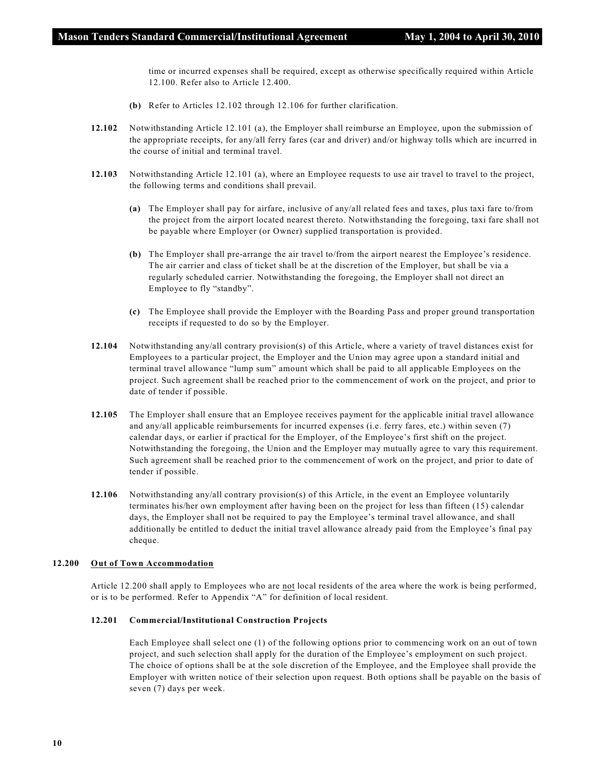time or incurred expenses shall be required, except as otherwise specifically required within Article 12.100. Refer also to Article 12.400.

**(b)** Refer to Articles 12.102 through 12.106 for further clarification.

**12.102** Notwithstanding Article 12.101 (a), the Employer shall reimburse an Employee, upon the submission of the appropriate receipts, for any/all ferry fares (car and driver) and/or highway tolls which are incurred in the course of initial and terminal travel.

**12.103** Notwithstanding Article 12.101 (a), where an Employee requests to use air travel to travel to the project, the following terms and conditions shall prevail.

**(a)** The Employer shall pay for airfare, inclusive of any/all related fees and taxes, plus taxi fare to/from the project from the airport located nearest thereto. Notwithstanding the foregoing, taxi fare shall not be payable where Employer (or Owner) supplied transportation is provided.

**(b)** The Employer shall pre-arrange the air travel to/from the airport nearest the Employee's residence. The air carrier and class of ticket shall be at the discretion of the Employer, but shall be via a regularly scheduled carrier. Notwithstanding the foregoing, the Employer shall not direct an Employee to fly "standby".

**(c)** The Employee shall provide the Employer with the Boarding Pass and proper ground transportation receipts if requested to do so by the Employer.

**12.104** Notwithstanding any/all contrary provision(s) of this Article, where a variety of travel distances exist for Employees to a particular project, the Employer and the Union may agree upon a standard initial and terminal travel allowance "lump sum" amount which shall be paid to all applicable Employees on the project. Such agreement shall be reached prior to the commencement of work on the project, and prior to date of tender if possible.

**12.105** The Employer shall ensure that an Employee receives payment for the applicable initial travel allowance and any/all applicable reimbursements for incurred expenses (i.e. ferry fares, etc.) within seven (7) calendar days, or earlier if practical for the Employer, of the Employee's first shift on the project. Notwithstanding the foregoing, the Union and the Employer may mutually agree to vary this requirement. Such agreement shall be reached prior to the commencement of work on the project, and prior to date of tender if possible.

**12.106** Notwithstanding any/all contrary provision(s) of this Article, in the event an Employee voluntarily terminates his/her own employment after having been on the project for less than fifteen (15) calendar days, the Employer shall not be required to pay the Employee's terminal travel allowance, and shall additionally be entitled to deduct the initial travel allowance already paid from the Employee's final pay cheque.

## 12.200 Out of Town Accommodation

Article 12.200 shall apply to Employees who are not local residents of the area where the work is being performed, or is to be performed. Refer to Appendix "A" for definition of local resident.

### 12.201 Commercial/Institutional Construction Projects

Each Employee shall select one (1) of the following options prior to commencing work on an out of town project, and such selection shall apply for the duration of the Employee's employment on such project. The choice of options shall be at the sole discretion of the Employee, and the Employee shall provide the Employer with written notice of their selection upon request. Both options shall be payable on the basis of seven (7) days per week.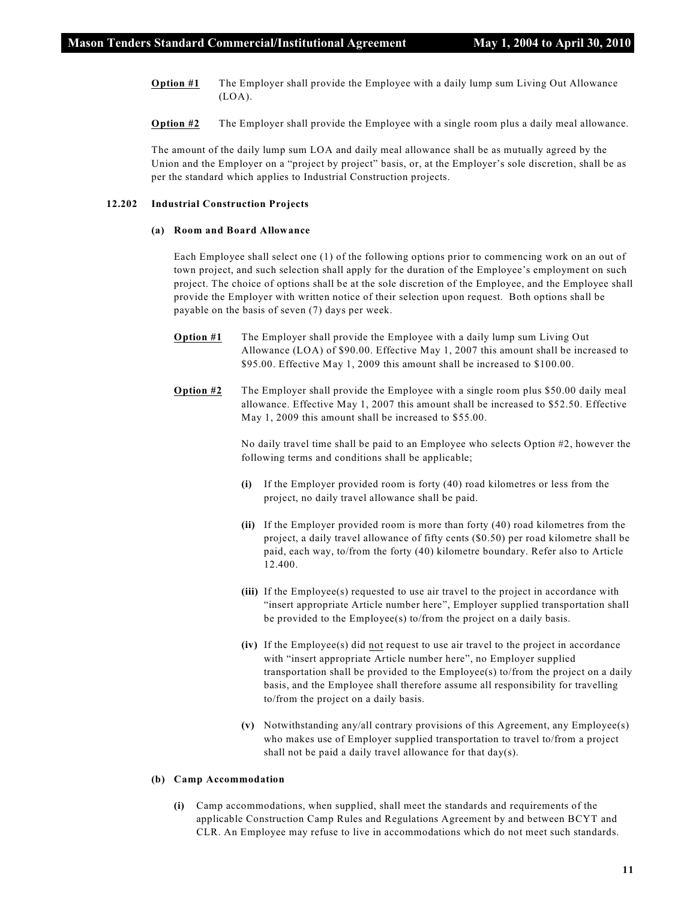**Option #1** The Employer shall provide the Employee with a daily lump sum Living Out Allowance (LOA).

**Option #2** The Employer shall provide the Employee with a single room plus a daily meal allowance.

The amount of the daily lump sum LOA and daily meal allowance shall be as mutually agreed by the Union and the Employer on a "project by project" basis, or, at the Employer's sole discretion, shall be as per the standard which applies to Industrial Construction projects.

**12.202 Industrial Construction Projects**

**(a) Room and Board Allowance**

Each Employee shall select one (1) of the following options prior to commencing work on an out of town project, and such selection shall apply for the duration of the Employee's employment on such project. The choice of options shall be at the sole discretion of the Employee, and the Employee shall provide the Employer with written notice of their selection upon request. Both options shall be payable on the basis of seven (7) days per week.

**Option #1** The Employer shall provide the Employee with a daily lump sum Living Out Allowance (LOA) of $90.00. Effective May 1, 2007 this amount shall be increased to $95.00. Effective May 1, 2009 this amount shall be increased to $100.00.

**Option #2** The Employer shall provide the Employee with a single room plus $50.00 daily meal allowance. Effective May 1, 2007 this amount shall be increased to $52.50. Effective May 1, 2009 this amount shall be increased to $55.00.

No daily travel time shall be paid to an Employee who selects Option #2, however the following terms and conditions shall be applicable;

**(i)** If the Employer provided room is forty (40) road kilometres or less from the project, no daily travel allowance shall be paid.

**(ii)** If the Employer provided room is more than forty (40) road kilometres from the project, a daily travel allowance of fifty cents ($0.50) per road kilometre shall be paid, each way, to/from the forty (40) kilometre boundary. Refer also to Article 12.400.

**(iii)** If the Employee(s) requested to use air travel to the project in accordance with "insert appropriate Article number here", Employer supplied transportation shall be provided to the Employee(s) to/from the project on a daily basis.

**(iv)** If the Employee(s) did not request to use air travel to the project in accordance with "insert appropriate Article number here", no Employer supplied transportation shall be provided to the Employee(s) to/from the project on a daily basis, and the Employee shall therefore assume all responsibility for travelling to/from the project on a daily basis.

**(v)** Notwithstanding any/all contrary provisions of this Agreement, any Employee(s) who makes use of Employer supplied transportation to travel to/from a project shall not be paid a daily travel allowance for that day(s).

**(b) Camp Accommodation**

**(i)** Camp accommodations, when supplied, shall meet the standards and requirements of the applicable Construction Camp Rules and Regulations Agreement by and between BCYT and CLR. An Employee may refuse to live in accommodations which do not meet such standards.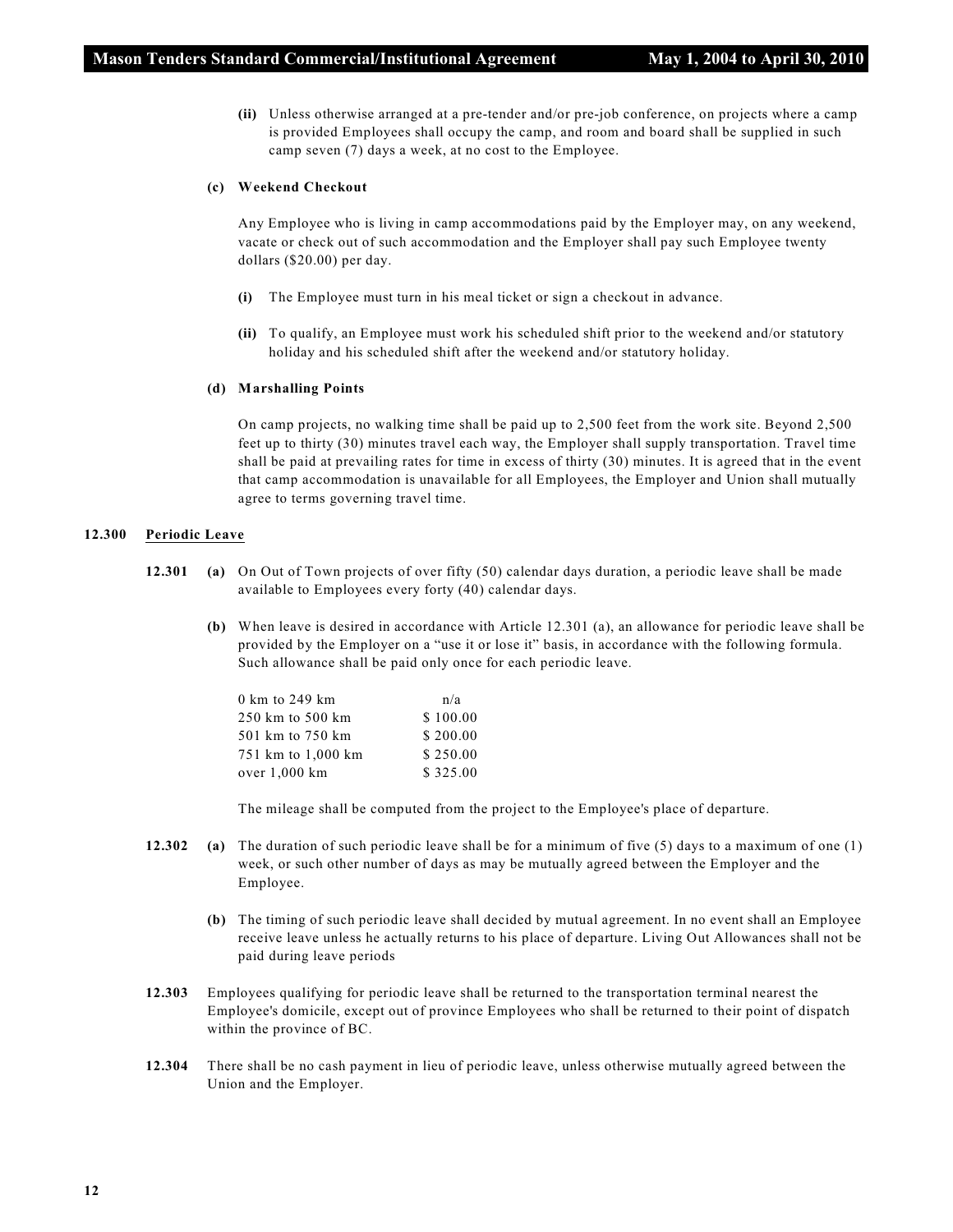(ii) Unless otherwise arranged at a pre-tender and/or pre-job conference, on projects where a camp is provided Employees shall occupy the camp, and room and board shall be supplied in such camp seven (7) days a week, at no cost to the Employee.

**(c) Weekend Checkout**

Any Employee who is living in camp accommodations paid by the Employer may, on any weekend, vacate or check out of such accommodation and the Employer shall pay such Employee twenty dollars ($20.00) per day.

**(i)** The Employee must turn in his meal ticket or sign a checkout in advance.

**(ii)** To qualify, an Employee must work his scheduled shift prior to the weekend and/or statutory holiday and his scheduled shift after the weekend and/or statutory holiday.

**(d) Marshalling Points**

On camp projects, no walking time shall be paid up to 2,500 feet from the work site. Beyond 2,500 feet up to thirty (30) minutes travel each way, the Employer shall supply transportation. Travel time shall be paid at prevailing rates for time in excess of thirty (30) minutes. It is agreed that in the event that camp accommodation is unavailable for all Employees, the Employer and Union shall mutually agree to terms governing travel time.

## 12.300 Periodic Leave

**12.301** **(a)** On Out of Town projects of over fifty (50) calendar days duration, a periodic leave shall be made available to Employees every forty (40) calendar days.

**(b)** When leave is desired in accordance with Article 12.301 (a), an allowance for periodic leave shall be provided by the Employer on a "use it or lose it" basis, in accordance with the following formula. Such allowance shall be paid only once for each periodic leave.

| | |
|---|---|
| 0 km to 249 km | n/a |
| 250 km to 500 km | $ 100.00 |
| 501 km to 750 km | $ 200.00 |
| 751 km to 1,000 km | $ 250.00 |
| over 1,000 km | $ 325.00 |

The mileage shall be computed from the project to the Employee's place of departure.

**12.302** **(a)** The duration of such periodic leave shall be for a minimum of five (5) days to a maximum of one (1) week, or such other number of days as may be mutually agreed between the Employer and the Employee.

**(b)** The timing of such periodic leave shall decided by mutual agreement. In no event shall an Employee receive leave unless he actually returns to his place of departure. Living Out Allowances shall not be paid during leave periods

**12.303** Employees qualifying for periodic leave shall be returned to the transportation terminal nearest the Employee's domicile, except out of province Employees who shall be returned to their point of dispatch within the province of BC.

**12.304** There shall be no cash payment in lieu of periodic leave, unless otherwise mutually agreed between the Union and the Employer.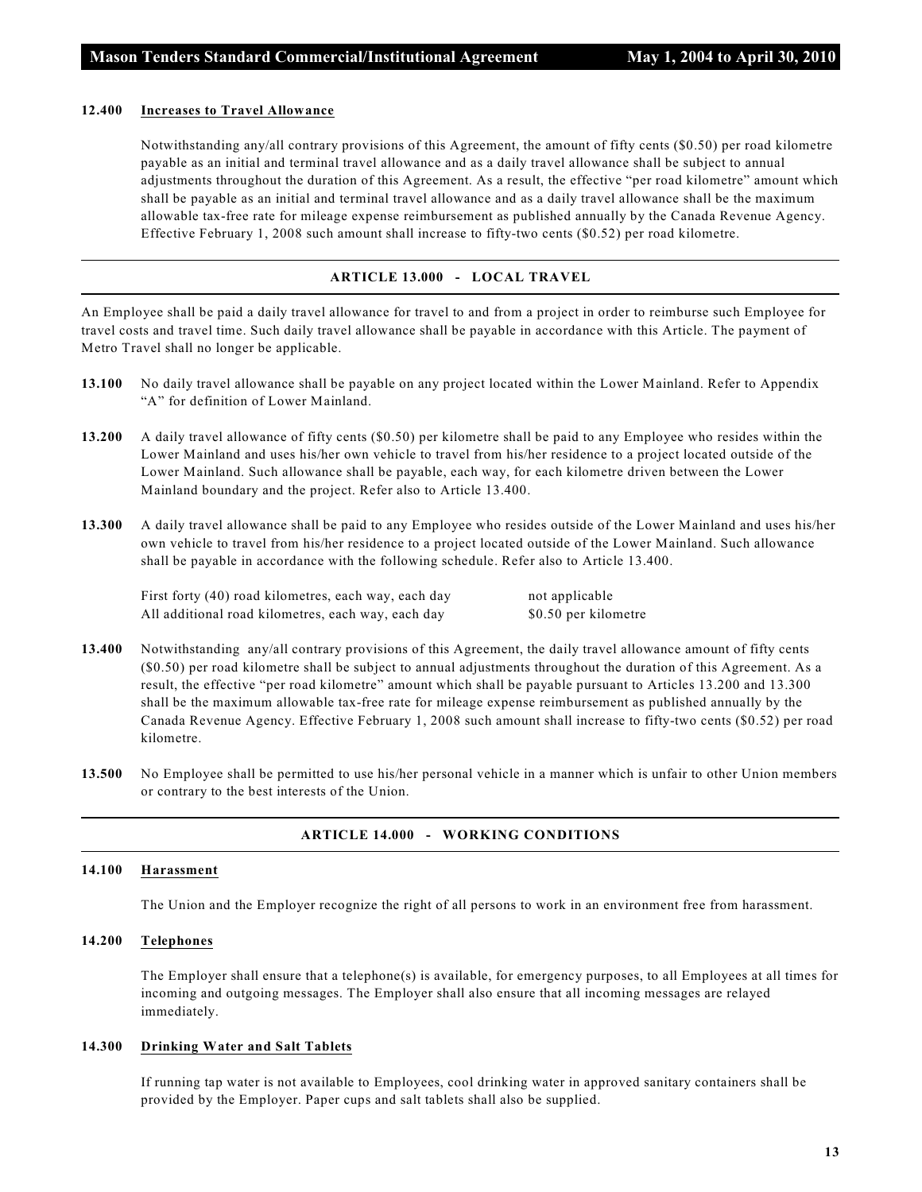**12.400 Increases to Travel Allowance**

Notwithstanding any/all contrary provisions of this Agreement, the amount of fifty cents ($0.50) per road kilometre payable as an initial and terminal travel allowance and as a daily travel allowance shall be subject to annual adjustments throughout the duration of this Agreement. As a result, the effective "per road kilometre" amount which shall be payable as an initial and terminal travel allowance and as a daily travel allowance shall be the maximum allowable tax-free rate for mileage expense reimbursement as published annually by the Canada Revenue Agency. Effective February 1, 2008 such amount shall increase to fifty-two cents ($0.52) per road kilometre.

## ARTICLE 13.000 - LOCAL TRAVEL

An Employee shall be paid a daily travel allowance for travel to and from a project in order to reimburse such Employee for travel costs and travel time. Such daily travel allowance shall be payable in accordance with this Article. The payment of Metro Travel shall no longer be applicable.

**13.100** No daily travel allowance shall be payable on any project located within the Lower Mainland. Refer to Appendix "A" for definition of Lower Mainland.

**13.200** A daily travel allowance of fifty cents ($0.50) per kilometre shall be paid to any Employee who resides within the Lower Mainland and uses his/her own vehicle to travel from his/her residence to a project located outside of the Lower Mainland. Such allowance shall be payable, each way, for each kilometre driven between the Lower Mainland boundary and the project. Refer also to Article 13.400.

**13.300** A daily travel allowance shall be paid to any Employee who resides outside of the Lower Mainland and uses his/her own vehicle to travel from his/her residence to a project located outside of the Lower Mainland. Such allowance shall be payable in accordance with the following schedule. Refer also to Article 13.400.

| | |
|---|---|
| First forty (40) road kilometres, each way, each day | not applicable |
| All additional road kilometres, each way, each day | $0.50 per kilometre |

**13.400** Notwithstanding any/all contrary provisions of this Agreement, the daily travel allowance amount of fifty cents ($0.50) per road kilometre shall be subject to annual adjustments throughout the duration of this Agreement. As a result, the effective "per road kilometre" amount which shall be payable pursuant to Articles 13.200 and 13.300 shall be the maximum allowable tax-free rate for mileage expense reimbursement as published annually by the Canada Revenue Agency. Effective February 1, 2008 such amount shall increase to fifty-two cents ($0.52) per road kilometre.

**13.500** No Employee shall be permitted to use his/her personal vehicle in a manner which is unfair to other Union members or contrary to the best interests of the Union.

## ARTICLE 14.000 - WORKING CONDITIONS

**14.100 Harassment**

The Union and the Employer recognize the right of all persons to work in an environment free from harassment.

**14.200 Telephones**

The Employer shall ensure that a telephone(s) is available, for emergency purposes, to all Employees at all times for incoming and outgoing messages. The Employer shall also ensure that all incoming messages are relayed immediately.

**14.300 Drinking Water and Salt Tablets**

If running tap water is not available to Employees, cool drinking water in approved sanitary containers shall be provided by the Employer. Paper cups and salt tablets shall also be supplied.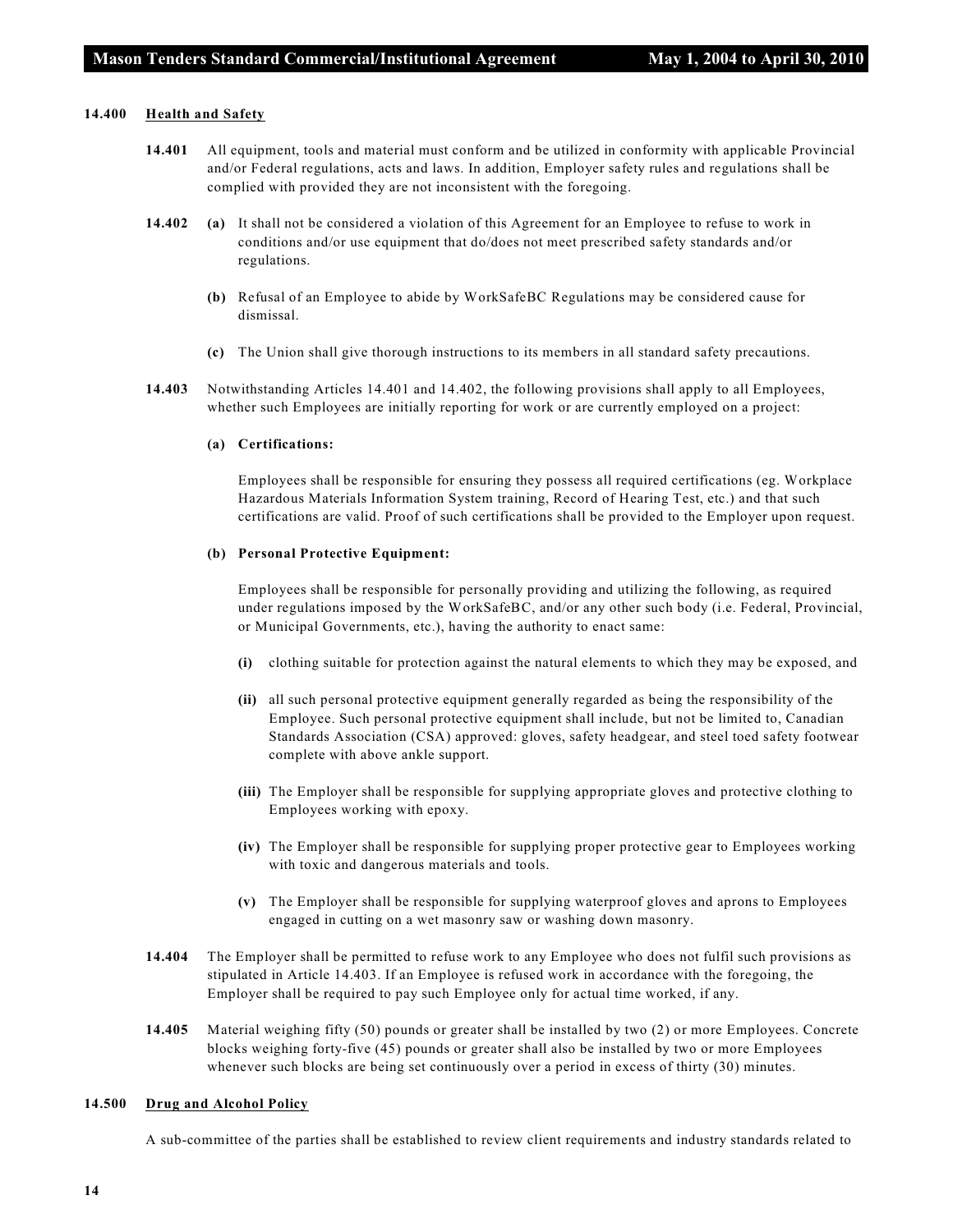**14.400 Health and Safety**

**14.401** All equipment, tools and material must conform and be utilized in conformity with applicable Provincial and/or Federal regulations, acts and laws. In addition, Employer safety rules and regulations shall be complied with provided they are not inconsistent with the foregoing.

**14.402** **(a)** It shall not be considered a violation of this Agreement for an Employee to refuse to work in conditions and/or use equipment that do/does not meet prescribed safety standards and/or regulations.

**(b)** Refusal of an Employee to abide by WorkSafeBC Regulations may be considered cause for dismissal.

**(c)** The Union shall give thorough instructions to its members in all standard safety precautions.

**14.403** Notwithstanding Articles 14.401 and 14.402, the following provisions shall apply to all Employees, whether such Employees are initially reporting for work or are currently employed on a project:

**(a) Certifications:**

Employees shall be responsible for ensuring they possess all required certifications (eg. Workplace Hazardous Materials Information System training, Record of Hearing Test, etc.) and that such certifications are valid. Proof of such certifications shall be provided to the Employer upon request.

**(b) Personal Protective Equipment:**

Employees shall be responsible for personally providing and utilizing the following, as required under regulations imposed by the WorkSafeBC, and/or any other such body (i.e. Federal, Provincial, or Municipal Governments, etc.), having the authority to enact same:

**(i)** clothing suitable for protection against the natural elements to which they may be exposed, and

**(ii)** all such personal protective equipment generally regarded as being the responsibility of the Employee. Such personal protective equipment shall include, but not be limited to, Canadian Standards Association (CSA) approved: gloves, safety headgear, and steel toed safety footwear complete with above ankle support.

**(iii)** The Employer shall be responsible for supplying appropriate gloves and protective clothing to Employees working with epoxy.

**(iv)** The Employer shall be responsible for supplying proper protective gear to Employees working with toxic and dangerous materials and tools.

**(v)** The Employer shall be responsible for supplying waterproof gloves and aprons to Employees engaged in cutting on a wet masonry saw or washing down masonry.

**14.404** The Employer shall be permitted to refuse work to any Employee who does not fulfil such provisions as stipulated in Article 14.403. If an Employee is refused work in accordance with the foregoing, the Employer shall be required to pay such Employee only for actual time worked, if any.

**14.405** Material weighing fifty (50) pounds or greater shall be installed by two (2) or more Employees. Concrete blocks weighing forty-five (45) pounds or greater shall also be installed by two or more Employees whenever such blocks are being set continuously over a period in excess of thirty (30) minutes.

**14.500 Drug and Alcohol Policy**

A sub-committee of the parties shall be established to review client requirements and industry standards related to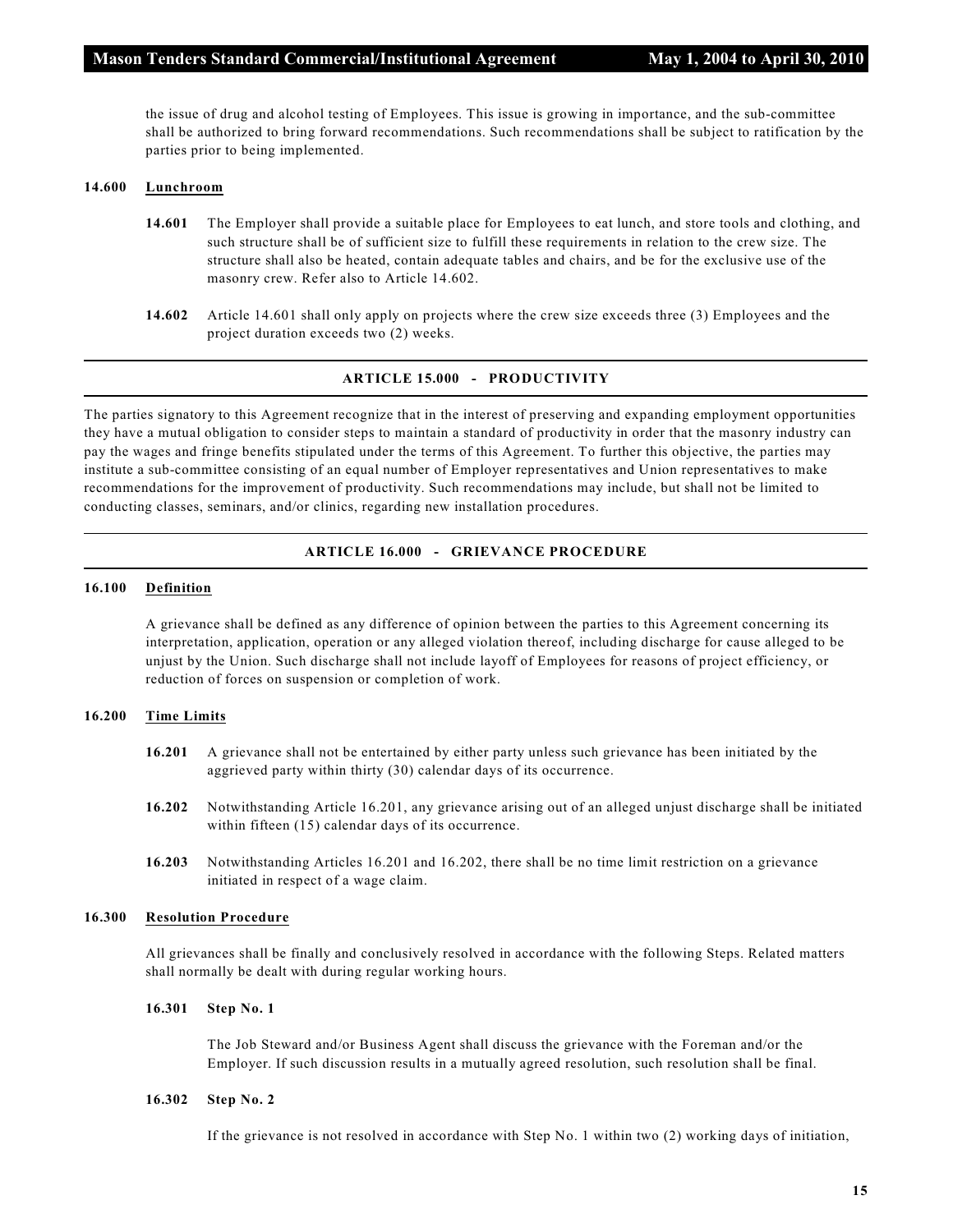the issue of drug and alcohol testing of Employees. This issue is growing in importance, and the sub-committee shall be authorized to bring forward recommendations. Such recommendations shall be subject to ratification by the parties prior to being implemented.

**14.600 Lunchroom**

**14.601** The Employer shall provide a suitable place for Employees to eat lunch, and store tools and clothing, and such structure shall be of sufficient size to fulfill these requirements in relation to the crew size. The structure shall also be heated, contain adequate tables and chairs, and be for the exclusive use of the masonry crew. Refer also to Article 14.602.

**14.602** Article 14.601 shall only apply on projects where the crew size exceeds three (3) Employees and the project duration exceeds two (2) weeks.

## ARTICLE 15.000 - PRODUCTIVITY

The parties signatory to this Agreement recognize that in the interest of preserving and expanding employment opportunities they have a mutual obligation to consider steps to maintain a standard of productivity in order that the masonry industry can pay the wages and fringe benefits stipulated under the terms of this Agreement. To further this objective, the parties may institute a sub-committee consisting of an equal number of Employer representatives and Union representatives to make recommendations for the improvement of productivity. Such recommendations may include, but shall not be limited to conducting classes, seminars, and/or clinics, regarding new installation procedures.

## ARTICLE 16.000 - GRIEVANCE PROCEDURE

**16.100 Definition**

A grievance shall be defined as any difference of opinion between the parties to this Agreement concerning its interpretation, application, operation or any alleged violation thereof, including discharge for cause alleged to be unjust by the Union. Such discharge shall not include layoff of Employees for reasons of project efficiency, or reduction of forces on suspension or completion of work.

**16.200 Time Limits**

**16.201** A grievance shall not be entertained by either party unless such grievance has been initiated by the aggrieved party within thirty (30) calendar days of its occurrence.

**16.202** Notwithstanding Article 16.201, any grievance arising out of an alleged unjust discharge shall be initiated within fifteen (15) calendar days of its occurrence.

**16.203** Notwithstanding Articles 16.201 and 16.202, there shall be no time limit restriction on a grievance initiated in respect of a wage claim.

**16.300 Resolution Procedure**

All grievances shall be finally and conclusively resolved in accordance with the following Steps. Related matters shall normally be dealt with during regular working hours.

**16.301 Step No. 1**

The Job Steward and/or Business Agent shall discuss the grievance with the Foreman and/or the Employer. If such discussion results in a mutually agreed resolution, such resolution shall be final.

**16.302 Step No. 2**

If the grievance is not resolved in accordance with Step No. 1 within two (2) working days of initiation,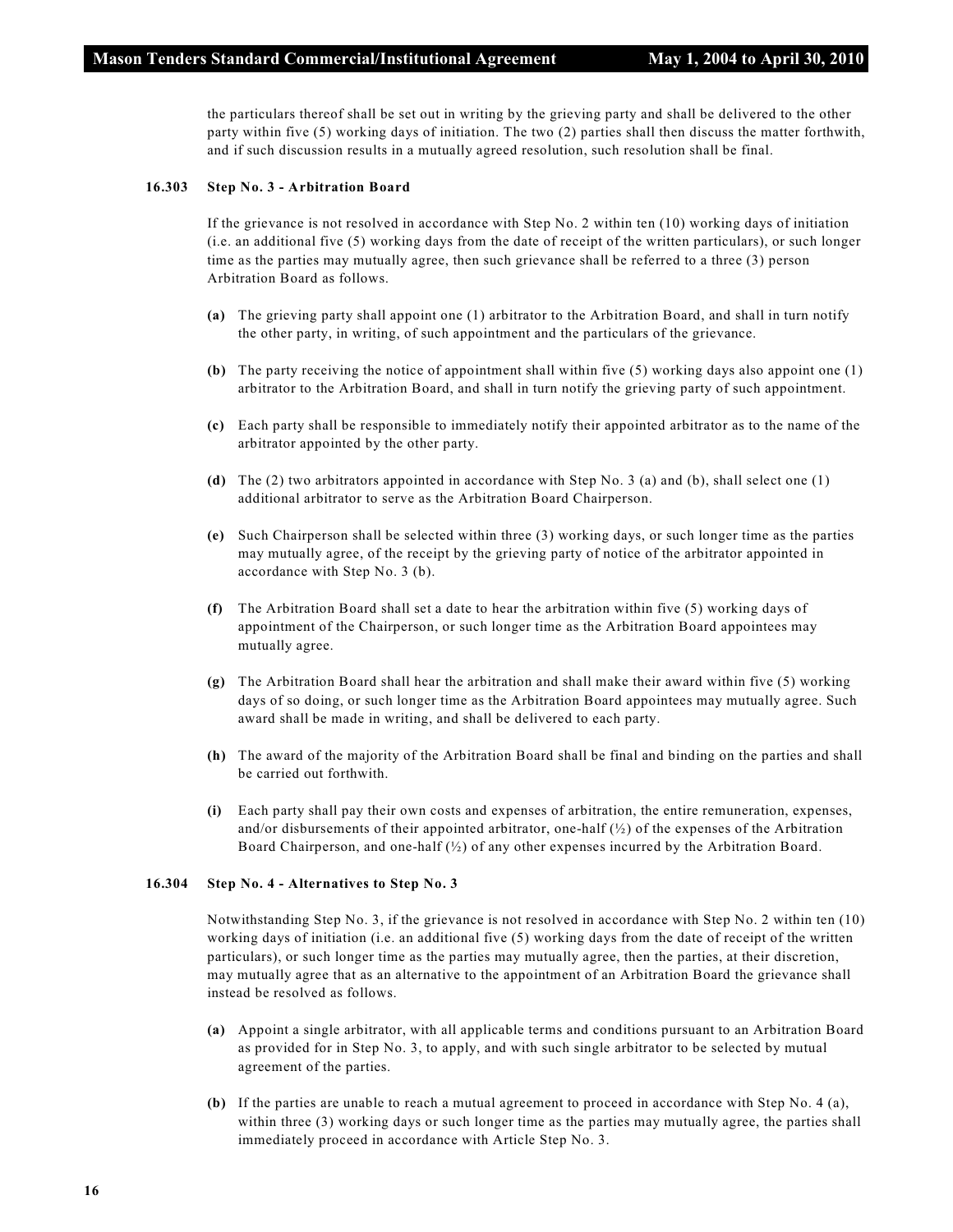the particulars thereof shall be set out in writing by the grieving party and shall be delivered to the other party within five (5) working days of initiation. The two (2) parties shall then discuss the matter forthwith, and if such discussion results in a mutually agreed resolution, such resolution shall be final.

**16.303 Step No. 3 - Arbitration Board**

If the grievance is not resolved in accordance with Step No. 2 within ten (10) working days of initiation (i.e. an additional five (5) working days from the date of receipt of the written particulars), or such longer time as the parties may mutually agree, then such grievance shall be referred to a three (3) person Arbitration Board as follows.

**(a)** The grieving party shall appoint one (1) arbitrator to the Arbitration Board, and shall in turn notify the other party, in writing, of such appointment and the particulars of the grievance.

**(b)** The party receiving the notice of appointment shall within five (5) working days also appoint one (1) arbitrator to the Arbitration Board, and shall in turn notify the grieving party of such appointment.

**(c)** Each party shall be responsible to immediately notify their appointed arbitrator as to the name of the arbitrator appointed by the other party.

**(d)** The (2) two arbitrators appointed in accordance with Step No. 3 (a) and (b), shall select one (1) additional arbitrator to serve as the Arbitration Board Chairperson.

**(e)** Such Chairperson shall be selected within three (3) working days, or such longer time as the parties may mutually agree, of the receipt by the grieving party of notice of the arbitrator appointed in accordance with Step No. 3 (b).

**(f)** The Arbitration Board shall set a date to hear the arbitration within five (5) working days of appointment of the Chairperson, or such longer time as the Arbitration Board appointees may mutually agree.

**(g)** The Arbitration Board shall hear the arbitration and shall make their award within five (5) working days of so doing, or such longer time as the Arbitration Board appointees may mutually agree. Such award shall be made in writing, and shall be delivered to each party.

**(h)** The award of the majority of the Arbitration Board shall be final and binding on the parties and shall be carried out forthwith.

**(i)** Each party shall pay their own costs and expenses of arbitration, the entire remuneration, expenses, and/or disbursements of their appointed arbitrator, one-half (½) of the expenses of the Arbitration Board Chairperson, and one-half (½) of any other expenses incurred by the Arbitration Board.

**16.304 Step No. 4 - Alternatives to Step No. 3**

Notwithstanding Step No. 3, if the grievance is not resolved in accordance with Step No. 2 within ten (10) working days of initiation (i.e. an additional five (5) working days from the date of receipt of the written particulars), or such longer time as the parties may mutually agree, then the parties, at their discretion, may mutually agree that as an alternative to the appointment of an Arbitration Board the grievance shall instead be resolved as follows.

**(a)** Appoint a single arbitrator, with all applicable terms and conditions pursuant to an Arbitration Board as provided for in Step No. 3, to apply, and with such single arbitrator to be selected by mutual agreement of the parties.

**(b)** If the parties are unable to reach a mutual agreement to proceed in accordance with Step No. 4 (a), within three (3) working days or such longer time as the parties may mutually agree, the parties shall immediately proceed in accordance with Article Step No. 3.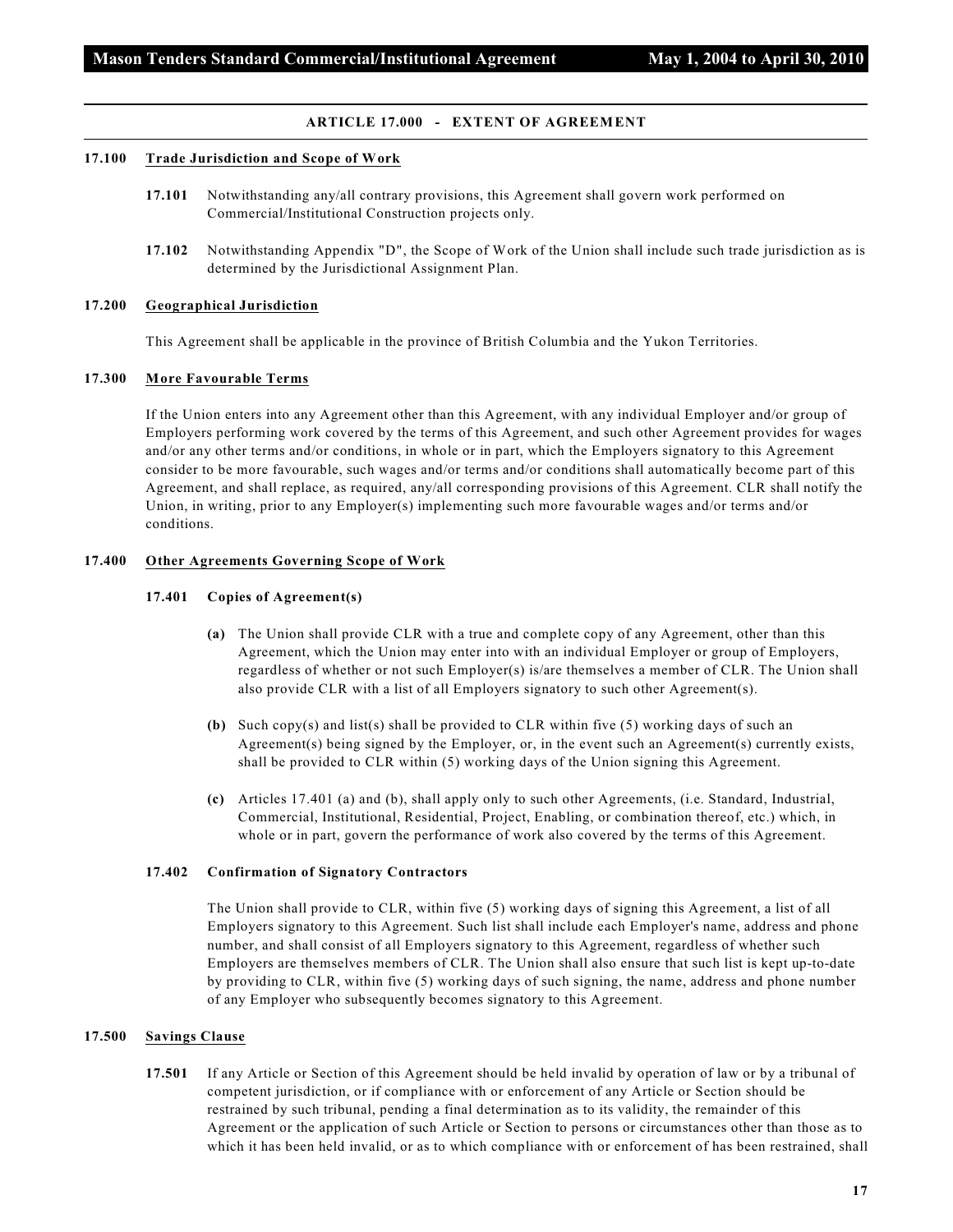## ARTICLE 17.000 - EXTENT OF AGREEMENT

### 17.100 Trade Jurisdiction and Scope of Work

**17.101** Notwithstanding any/all contrary provisions, this Agreement shall govern work performed on Commercial/Institutional Construction projects only.

**17.102** Notwithstanding Appendix "D", the Scope of Work of the Union shall include such trade jurisdiction as is determined by the Jurisdictional Assignment Plan.

### 17.200 Geographical Jurisdiction

This Agreement shall be applicable in the province of British Columbia and the Yukon Territories.

### 17.300 More Favourable Terms

If the Union enters into any Agreement other than this Agreement, with any individual Employer and/or group of Employers performing work covered by the terms of this Agreement, and such other Agreement provides for wages and/or any other terms and/or conditions, in whole or in part, which the Employers signatory to this Agreement consider to be more favourable, such wages and/or terms and/or conditions shall automatically become part of this Agreement, and shall replace, as required, any/all corresponding provisions of this Agreement. CLR shall notify the Union, in writing, prior to any Employer(s) implementing such more favourable wages and/or terms and/or conditions.

### 17.400 Other Agreements Governing Scope of Work

#### 17.401 Copies of Agreement(s)

**(a)** The Union shall provide CLR with a true and complete copy of any Agreement, other than this Agreement, which the Union may enter into with an individual Employer or group of Employers, regardless of whether or not such Employer(s) is/are themselves a member of CLR. The Union shall also provide CLR with a list of all Employers signatory to such other Agreement(s).

**(b)** Such copy(s) and list(s) shall be provided to CLR within five (5) working days of such an Agreement(s) being signed by the Employer, or, in the event such an Agreement(s) currently exists, shall be provided to CLR within (5) working days of the Union signing this Agreement.

**(c)** Articles 17.401 (a) and (b), shall apply only to such other Agreements, (i.e. Standard, Industrial, Commercial, Institutional, Residential, Project, Enabling, or combination thereof, etc.) which, in whole or in part, govern the performance of work also covered by the terms of this Agreement.

#### 17.402 Confirmation of Signatory Contractors

The Union shall provide to CLR, within five (5) working days of signing this Agreement, a list of all Employers signatory to this Agreement. Such list shall include each Employer's name, address and phone number, and shall consist of all Employers signatory to this Agreement, regardless of whether such Employers are themselves members of CLR. The Union shall also ensure that such list is kept up-to-date by providing to CLR, within five (5) working days of such signing, the name, address and phone number of any Employer who subsequently becomes signatory to this Agreement.

### 17.500 Savings Clause

**17.501** If any Article or Section of this Agreement should be held invalid by operation of law or by a tribunal of competent jurisdiction, or if compliance with or enforcement of any Article or Section should be restrained by such tribunal, pending a final determination as to its validity, the remainder of this Agreement or the application of such Article or Section to persons or circumstances other than those as to which it has been held invalid, or as to which compliance with or enforcement of has been restrained, shall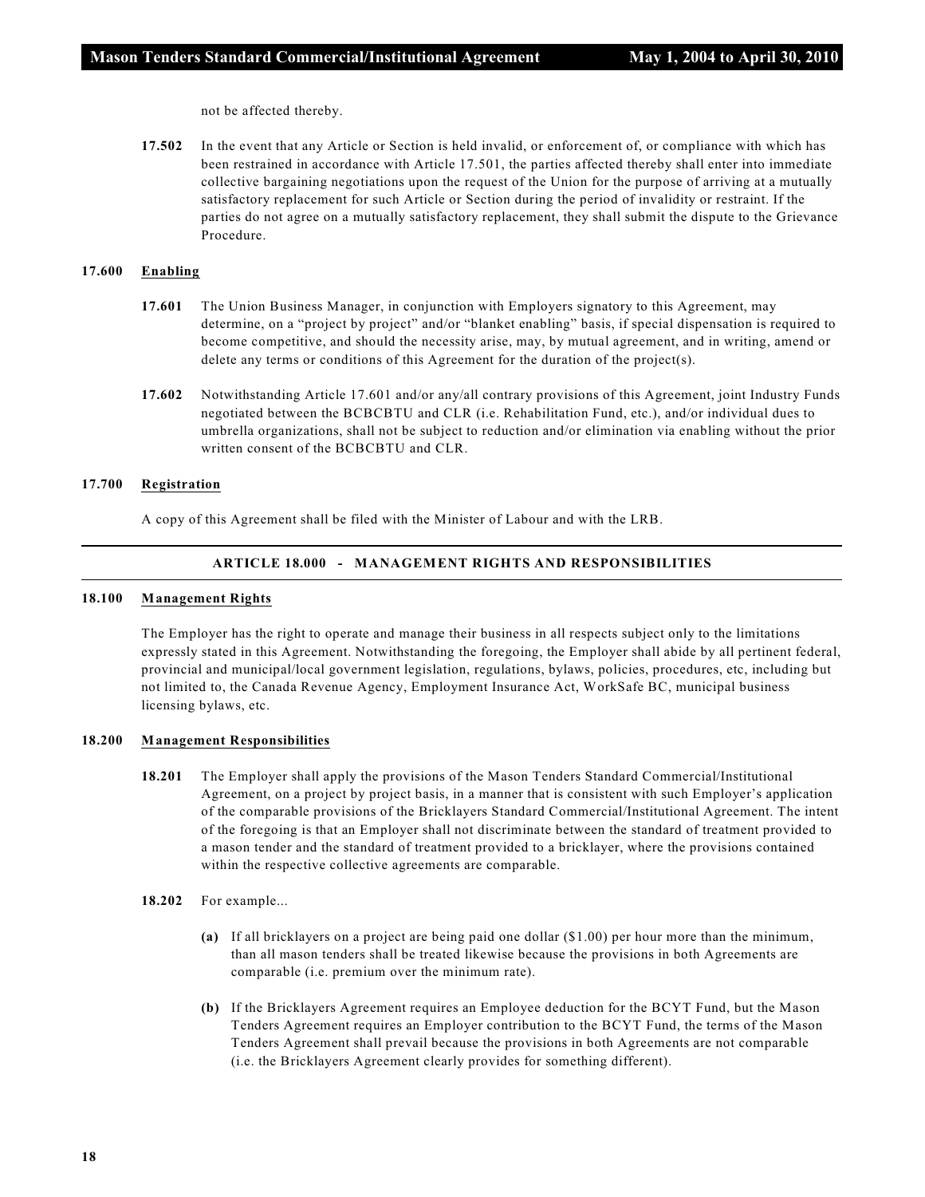not be affected thereby.

**17.502** In the event that any Article or Section is held invalid, or enforcement of, or compliance with which has been restrained in accordance with Article 17.501, the parties affected thereby shall enter into immediate collective bargaining negotiations upon the request of the Union for the purpose of arriving at a mutually satisfactory replacement for such Article or Section during the period of invalidity or restraint. If the parties do not agree on a mutually satisfactory replacement, they shall submit the dispute to the Grievance Procedure.

**17.600 Enabling**

**17.601** The Union Business Manager, in conjunction with Employers signatory to this Agreement, may determine, on a "project by project" and/or "blanket enabling" basis, if special dispensation is required to become competitive, and should the necessity arise, may, by mutual agreement, and in writing, amend or delete any terms or conditions of this Agreement for the duration of the project(s).

**17.602** Notwithstanding Article 17.601 and/or any/all contrary provisions of this Agreement, joint Industry Funds negotiated between the BCBCBTU and CLR (i.e. Rehabilitation Fund, etc.), and/or individual dues to umbrella organizations, shall not be subject to reduction and/or elimination via enabling without the prior written consent of the BCBCBTU and CLR.

**17.700 Registration**

A copy of this Agreement shall be filed with the Minister of Labour and with the LRB.

## ARTICLE 18.000 - MANAGEMENT RIGHTS AND RESPONSIBILITIES

**18.100 Management Rights**

The Employer has the right to operate and manage their business in all respects subject only to the limitations expressly stated in this Agreement. Notwithstanding the foregoing, the Employer shall abide by all pertinent federal, provincial and municipal/local government legislation, regulations, bylaws, policies, procedures, etc, including but not limited to, the Canada Revenue Agency, Employment Insurance Act, WorkSafe BC, municipal business licensing bylaws, etc.

**18.200 Management Responsibilities**

**18.201** The Employer shall apply the provisions of the Mason Tenders Standard Commercial/Institutional Agreement, on a project by project basis, in a manner that is consistent with such Employer's application of the comparable provisions of the Bricklayers Standard Commercial/Institutional Agreement. The intent of the foregoing is that an Employer shall not discriminate between the standard of treatment provided to a mason tender and the standard of treatment provided to a bricklayer, where the provisions contained within the respective collective agreements are comparable.

**18.202** For example...

**(a)** If all bricklayers on a project are being paid one dollar ($1.00) per hour more than the minimum, than all mason tenders shall be treated likewise because the provisions in both Agreements are comparable (i.e. premium over the minimum rate).

**(b)** If the Bricklayers Agreement requires an Employee deduction for the BCYT Fund, but the Mason Tenders Agreement requires an Employer contribution to the BCYT Fund, the terms of the Mason Tenders Agreement shall prevail because the provisions in both Agreements are not comparable (i.e. the Bricklayers Agreement clearly provides for something different).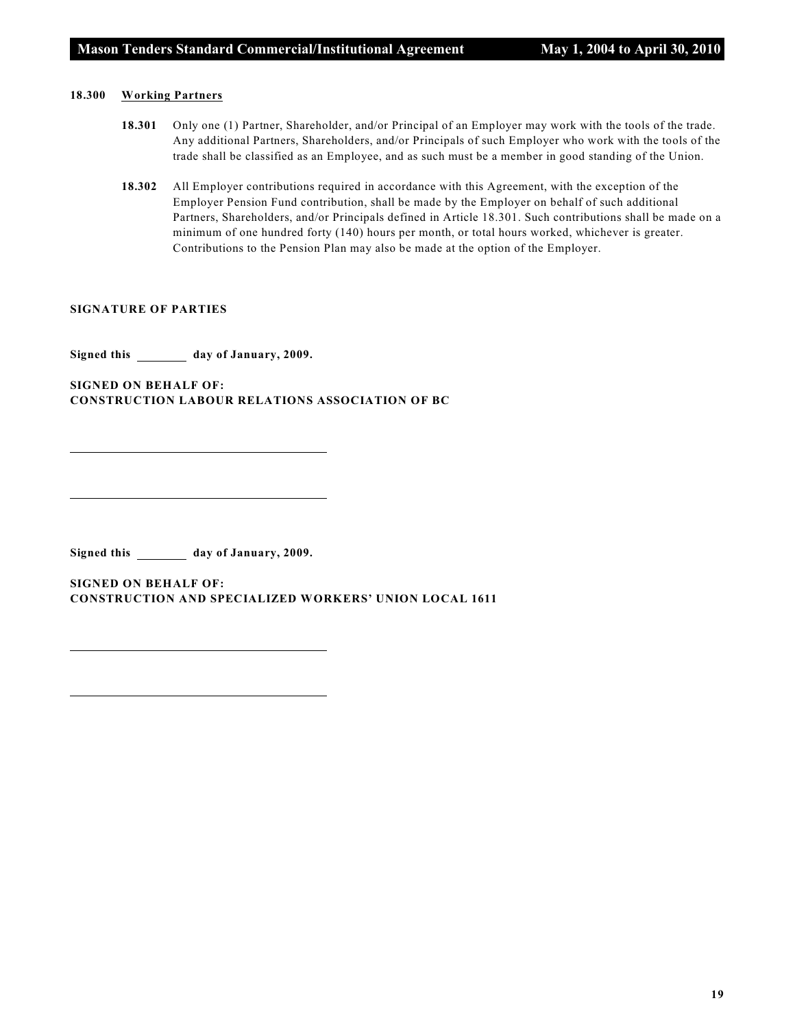**18.300 Working Partners**

**18.301** Only one (1) Partner, Shareholder, and/or Principal of an Employer may work with the tools of the trade. Any additional Partners, Shareholders, and/or Principals of such Employer who work with the tools of the trade shall be classified as an Employee, and as such must be a member in good standing of the Union.

**18.302** All Employer contributions required in accordance with this Agreement, with the exception of the Employer Pension Fund contribution, shall be made by the Employer on behalf of such additional Partners, Shareholders, and/or Principals defined in Article 18.301. Such contributions shall be made on a minimum of one hundred forty (140) hours per month, or total hours worked, whichever is greater. Contributions to the Pension Plan may also be made at the option of the Employer.

**SIGNATURE OF PARTIES**

**Signed this \_\_\_\_\_\_\_\_ day of January, 2009.**

**SIGNED ON BEHALF OF:**
**CONSTRUCTION LABOUR RELATIONS ASSOCIATION OF BC**

\_\_\_\_\_\_\_\_\_\_\_\_\_\_\_\_\_\_\_\_\_\_\_\_\_\_\_\_\_\_\_\_\_\_\_\_\_\_\_\_

\_\_\_\_\_\_\_\_\_\_\_\_\_\_\_\_\_\_\_\_\_\_\_\_\_\_\_\_\_\_\_\_\_\_\_\_\_\_\_\_

**Signed this \_\_\_\_\_\_\_\_ day of January, 2009.**

**SIGNED ON BEHALF OF:**
**CONSTRUCTION AND SPECIALIZED WORKERS' UNION LOCAL 1611**

\_\_\_\_\_\_\_\_\_\_\_\_\_\_\_\_\_\_\_\_\_\_\_\_\_\_\_\_\_\_\_\_\_\_\_\_\_\_\_\_

\_\_\_\_\_\_\_\_\_\_\_\_\_\_\_\_\_\_\_\_\_\_\_\_\_\_\_\_\_\_\_\_\_\_\_\_\_\_\_\_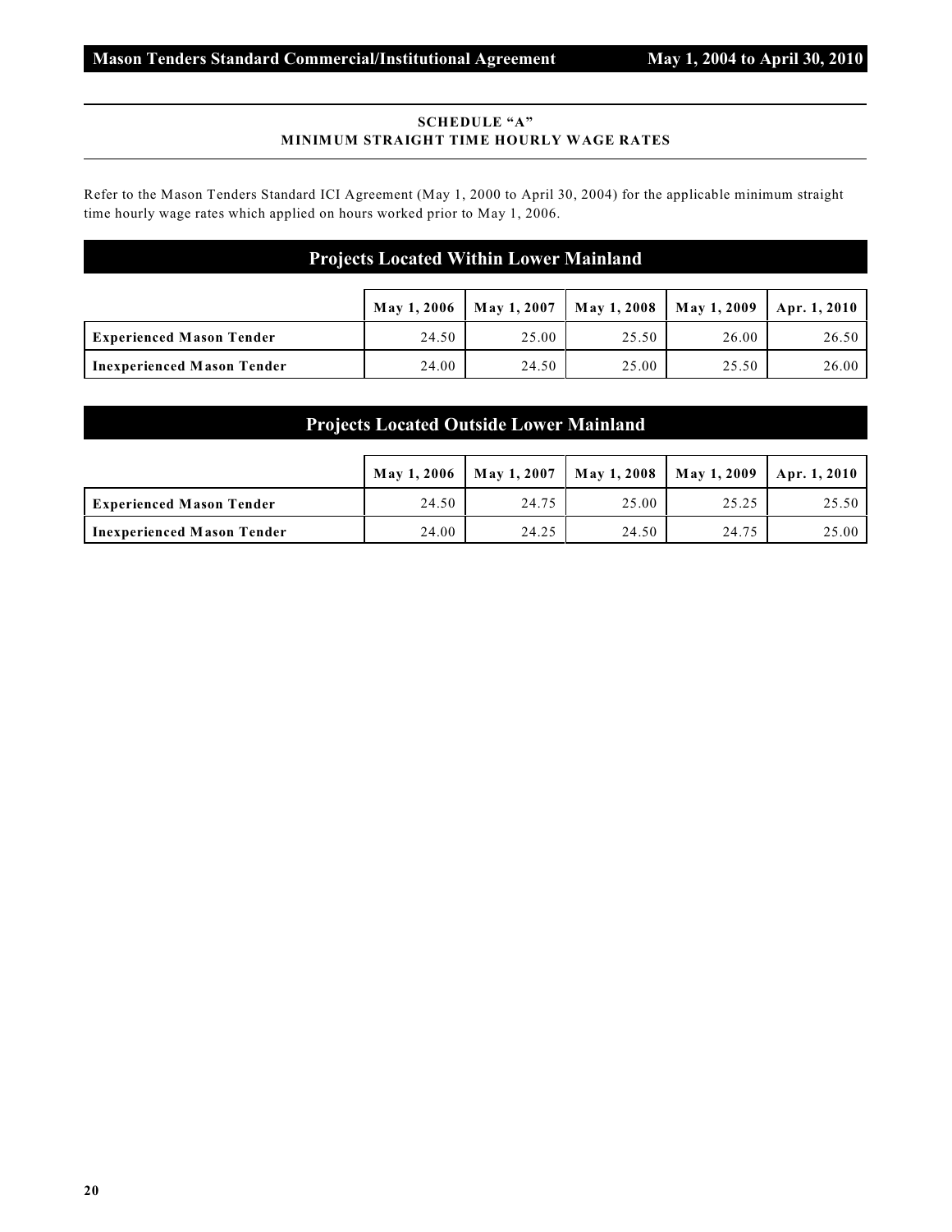## SCHEDULE "A"
## MINIMUM STRAIGHT TIME HOURLY WAGE RATES

Refer to the Mason Tenders Standard ICI Agreement (May 1, 2000 to April 30, 2004) for the applicable minimum straight time hourly wage rates which applied on hours worked prior to May 1, 2006.

### Projects Located Within Lower Mainland

| | May 1, 2006 | May 1, 2007 | May 1, 2008 | May 1, 2009 | Apr. 1, 2010 |
|---|---|---|---|---|---|
| **Experienced Mason Tender** | 24.50 | 25.00 | 25.50 | 26.00 | 26.50 |
| **Inexperienced Mason Tender** | 24.00 | 24.50 | 25.00 | 25.50 | 26.00 |

### Projects Located Outside Lower Mainland

| | May 1, 2006 | May 1, 2007 | May 1, 2008 | May 1, 2009 | Apr. 1, 2010 |
|---|---|---|---|---|---|
| **Experienced Mason Tender** | 24.50 | 24.75 | 25.00 | 25.25 | 25.50 |
| **Inexperienced Mason Tender** | 24.00 | 24.25 | 24.50 | 24.75 | 25.00 |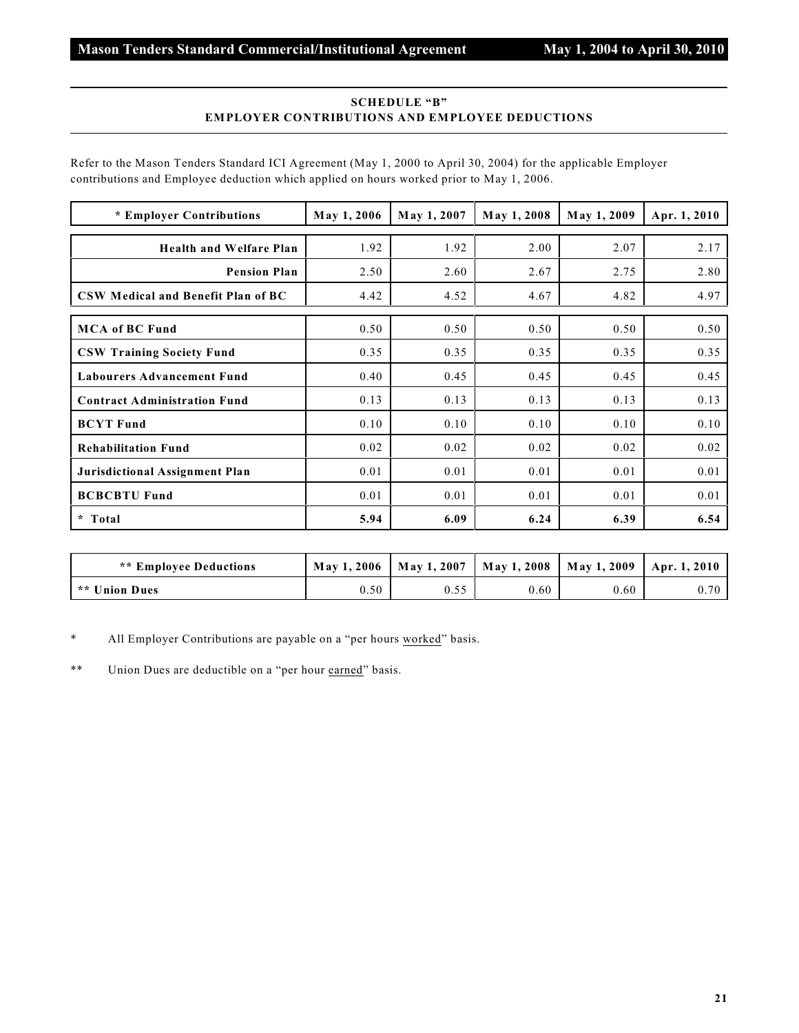## SCHEDULE "B"
## EMPLOYER CONTRIBUTIONS AND EMPLOYEE DEDUCTIONS

Refer to the Mason Tenders Standard ICI Agreement (May 1, 2000 to April 30, 2004) for the applicable Employer contributions and Employee deduction which applied on hours worked prior to May 1, 2006.

| * Employer Contributions | May 1, 2006 | May 1, 2007 | May 1, 2008 | May 1, 2009 | Apr. 1, 2010 |
|---|---|---|---|---|---|
| Health and Welfare Plan | 1.92 | 1.92 | 2.00 | 2.07 | 2.17 |
| Pension Plan | 2.50 | 2.60 | 2.67 | 2.75 | 2.80 |
| CSW Medical and Benefit Plan of BC | 4.42 | 4.52 | 4.67 | 4.82 | 4.97 |
| MCA of BC Fund | 0.50 | 0.50 | 0.50 | 0.50 | 0.50 |
| CSW Training Society Fund | 0.35 | 0.35 | 0.35 | 0.35 | 0.35 |
| Labourers Advancement Fund | 0.40 | 0.45 | 0.45 | 0.45 | 0.45 |
| Contract Administration Fund | 0.13 | 0.13 | 0.13 | 0.13 | 0.13 |
| BCYT Fund | 0.10 | 0.10 | 0.10 | 0.10 | 0.10 |
| Rehabilitation Fund | 0.02 | 0.02 | 0.02 | 0.02 | 0.02 |
| Jurisdictional Assignment Plan | 0.01 | 0.01 | 0.01 | 0.01 | 0.01 |
| BCBCBTU Fund | 0.01 | 0.01 | 0.01 | 0.01 | 0.01 |
| **\* Total** | **5.94** | **6.09** | **6.24** | **6.39** | **6.54** |

| ** Employee Deductions | May 1, 2006 | May 1, 2007 | May 1, 2008 | May 1, 2009 | Apr. 1, 2010 |
|---|---|---|---|---|---|
| ** Union Dues | 0.50 | 0.55 | 0.60 | 0.60 | 0.70 |

\* All Employer Contributions are payable on a "per hours worked" basis.

\** Union Dues are deductible on a "per hour earned" basis.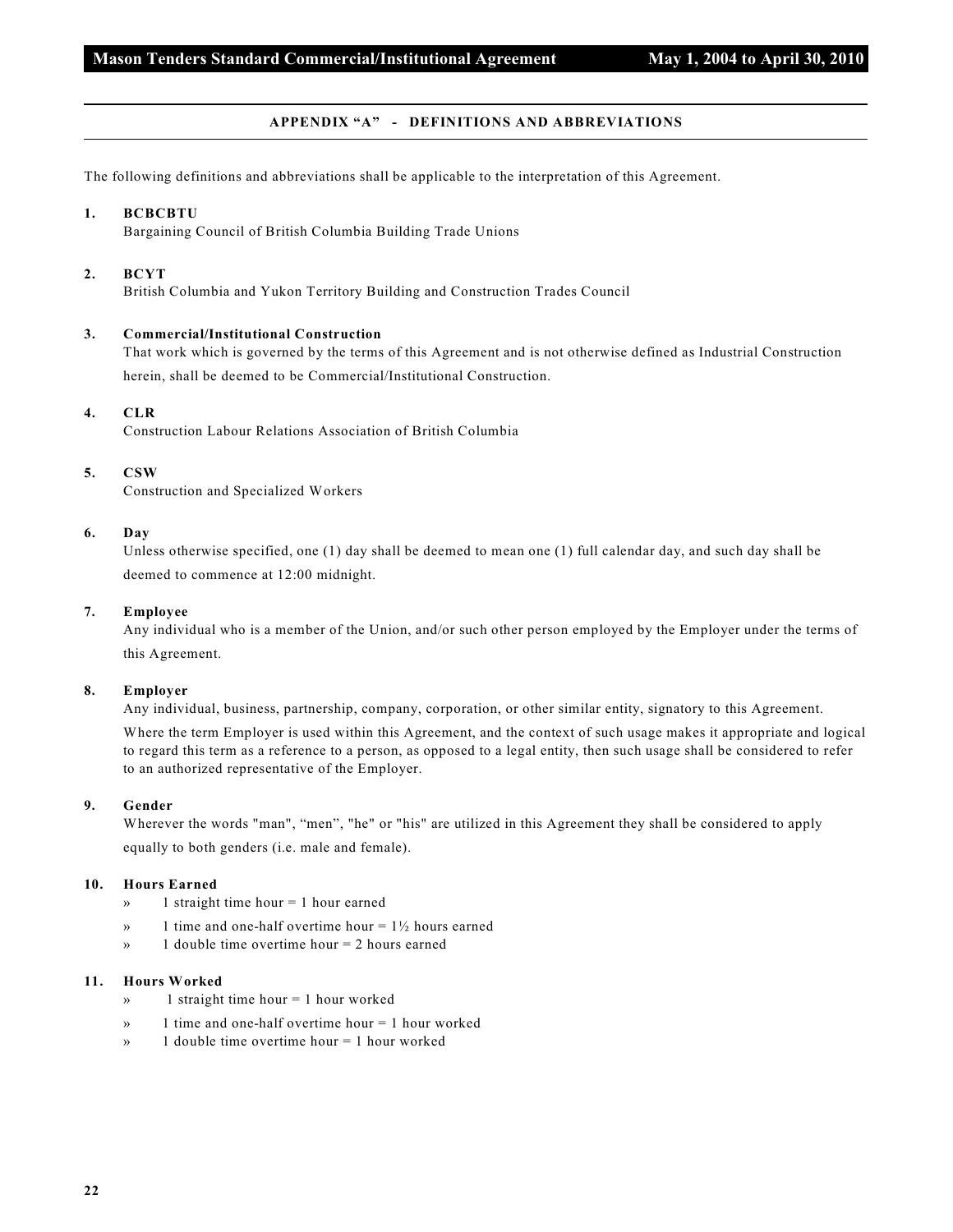## APPENDIX "A" - DEFINITIONS AND ABBREVIATIONS

The following definitions and abbreviations shall be applicable to the interpretation of this Agreement.

**1. BCBCBTU**
Bargaining Council of British Columbia Building Trade Unions

**2. BCYT**
British Columbia and Yukon Territory Building and Construction Trades Council

**3. Commercial/Institutional Construction**
That work which is governed by the terms of this Agreement and is not otherwise defined as Industrial Construction herein, shall be deemed to be Commercial/Institutional Construction.

**4. CLR**
Construction Labour Relations Association of British Columbia

**5. CSW**
Construction and Specialized Workers

**6. Day**
Unless otherwise specified, one (1) day shall be deemed to mean one (1) full calendar day, and such day shall be deemed to commence at 12:00 midnight.

**7. Employee**
Any individual who is a member of the Union, and/or such other person employed by the Employer under the terms of this Agreement.

**8. Employer**
Any individual, business, partnership, company, corporation, or other similar entity, signatory to this Agreement.

Where the term Employer is used within this Agreement, and the context of such usage makes it appropriate and logical to regard this term as a reference to a person, as opposed to a legal entity, then such usage shall be considered to refer to an authorized representative of the Employer.

**9. Gender**
Wherever the words "man", "men", "he" or "his" are utilized in this Agreement they shall be considered to apply equally to both genders (i.e. male and female).

**10. Hours Earned**

» 1 straight time hour = 1 hour earned

» 1 time and one-half overtime hour = 1½ hours earned

» 1 double time overtime hour = 2 hours earned

**11. Hours Worked**

» 1 straight time hour = 1 hour worked

» 1 time and one-half overtime hour = 1 hour worked

» 1 double time overtime hour = 1 hour worked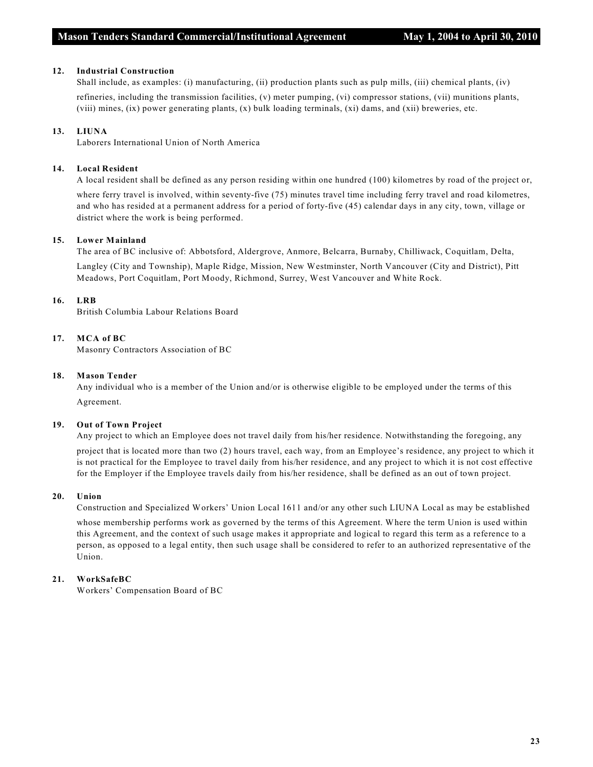**12. Industrial Construction**

Shall include, as examples: (i) manufacturing, (ii) production plants such as pulp mills, (iii) chemical plants, (iv) refineries, including the transmission facilities, (v) meter pumping, (vi) compressor stations, (vii) munitions plants, (viii) mines, (ix) power generating plants, (x) bulk loading terminals, (xi) dams, and (xii) breweries, etc.

**13. LIUNA**

Laborers International Union of North America

**14. Local Resident**

A local resident shall be defined as any person residing within one hundred (100) kilometres by road of the project or, where ferry travel is involved, within seventy-five (75) minutes travel time including ferry travel and road kilometres, and who has resided at a permanent address for a period of forty-five (45) calendar days in any city, town, village or district where the work is being performed.

**15. Lower Mainland**

The area of BC inclusive of: Abbotsford, Aldergrove, Anmore, Belcarra, Burnaby, Chilliwack, Coquitlam, Delta, Langley (City and Township), Maple Ridge, Mission, New Westminster, North Vancouver (City and District), Pitt Meadows, Port Coquitlam, Port Moody, Richmond, Surrey, West Vancouver and White Rock.

**16. LRB**

British Columbia Labour Relations Board

**17. MCA of BC**

Masonry Contractors Association of BC

**18. Mason Tender**

Any individual who is a member of the Union and/or is otherwise eligible to be employed under the terms of this Agreement.

**19. Out of Town Project**

Any project to which an Employee does not travel daily from his/her residence. Notwithstanding the foregoing, any project that is located more than two (2) hours travel, each way, from an Employee's residence, any project to which it is not practical for the Employee to travel daily from his/her residence, and any project to which it is not cost effective for the Employer if the Employee travels daily from his/her residence, shall be defined as an out of town project.

**20. Union**

Construction and Specialized Workers' Union Local 1611 and/or any other such LIUNA Local as may be established whose membership performs work as governed by the terms of this Agreement. Where the term Union is used within this Agreement, and the context of such usage makes it appropriate and logical to regard this term as a reference to a person, as opposed to a legal entity, then such usage shall be considered to refer to an authorized representative of the Union.

**21. WorkSafeBC**

Workers' Compensation Board of BC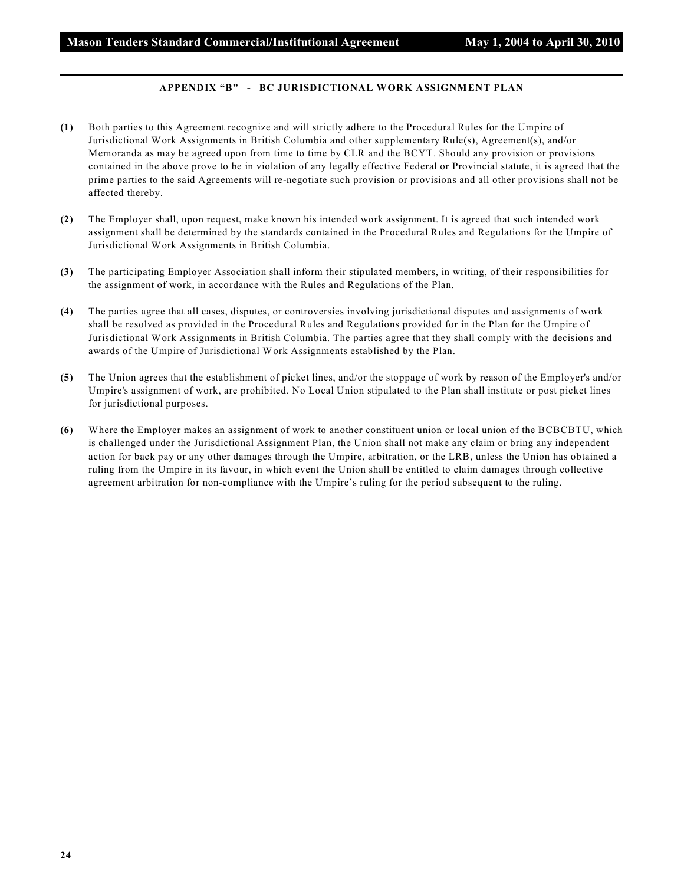## APPENDIX "B" - BC JURISDICTIONAL WORK ASSIGNMENT PLAN

**(1)** Both parties to this Agreement recognize and will strictly adhere to the Procedural Rules for the Umpire of Jurisdictional Work Assignments in British Columbia and other supplementary Rule(s), Agreement(s), and/or Memoranda as may be agreed upon from time to time by CLR and the BCYT. Should any provision or provisions contained in the above prove to be in violation of any legally effective Federal or Provincial statute, it is agreed that the prime parties to the said Agreements will re-negotiate such provision or provisions and all other provisions shall not be affected thereby.

**(2)** The Employer shall, upon request, make known his intended work assignment. It is agreed that such intended work assignment shall be determined by the standards contained in the Procedural Rules and Regulations for the Umpire of Jurisdictional Work Assignments in British Columbia.

**(3)** The participating Employer Association shall inform their stipulated members, in writing, of their responsibilities for the assignment of work, in accordance with the Rules and Regulations of the Plan.

**(4)** The parties agree that all cases, disputes, or controversies involving jurisdictional disputes and assignments of work shall be resolved as provided in the Procedural Rules and Regulations provided for in the Plan for the Umpire of Jurisdictional Work Assignments in British Columbia. The parties agree that they shall comply with the decisions and awards of the Umpire of Jurisdictional Work Assignments established by the Plan.

**(5)** The Union agrees that the establishment of picket lines, and/or the stoppage of work by reason of the Employer's and/or Umpire's assignment of work, are prohibited. No Local Union stipulated to the Plan shall institute or post picket lines for jurisdictional purposes.

**(6)** Where the Employer makes an assignment of work to another constituent union or local union of the BCBCBTU, which is challenged under the Jurisdictional Assignment Plan, the Union shall not make any claim or bring any independent action for back pay or any other damages through the Umpire, arbitration, or the LRB, unless the Union has obtained a ruling from the Umpire in its favour, in which event the Union shall be entitled to claim damages through collective agreement arbitration for non-compliance with the Umpire's ruling for the period subsequent to the ruling.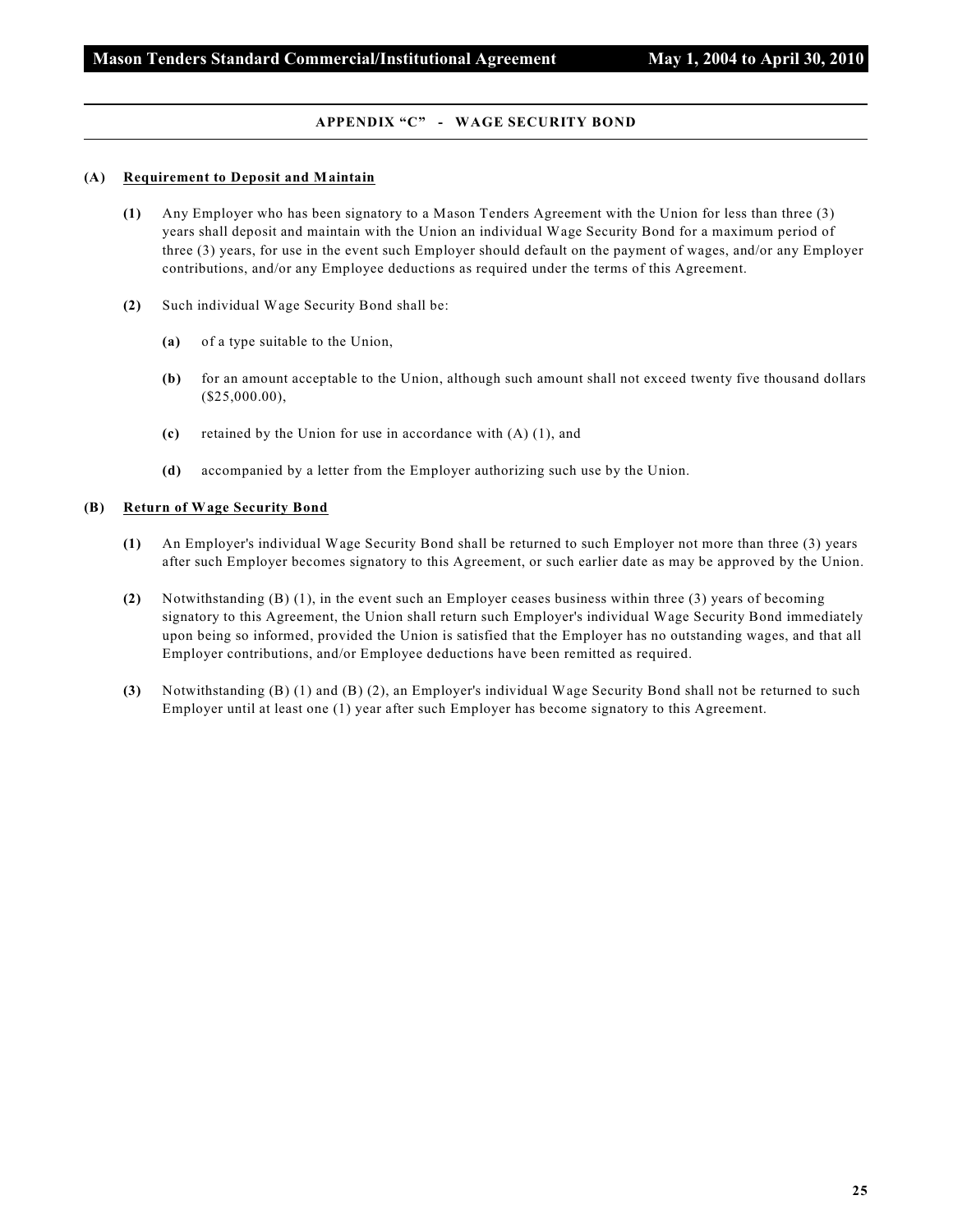## APPENDIX "C" - WAGE SECURITY BOND

**(A) Requirement to Deposit and Maintain**

**(1)** Any Employer who has been signatory to a Mason Tenders Agreement with the Union for less than three (3) years shall deposit and maintain with the Union an individual Wage Security Bond for a maximum period of three (3) years, for use in the event such Employer should default on the payment of wages, and/or any Employer contributions, and/or any Employee deductions as required under the terms of this Agreement.

**(2)** Such individual Wage Security Bond shall be:

**(a)** of a type suitable to the Union,

**(b)** for an amount acceptable to the Union, although such amount shall not exceed twenty five thousand dollars ($25,000.00),

**(c)** retained by the Union for use in accordance with (A) (1), and

**(d)** accompanied by a letter from the Employer authorizing such use by the Union.

**(B) Return of Wage Security Bond**

**(1)** An Employer's individual Wage Security Bond shall be returned to such Employer not more than three (3) years after such Employer becomes signatory to this Agreement, or such earlier date as may be approved by the Union.

**(2)** Notwithstanding (B) (1), in the event such an Employer ceases business within three (3) years of becoming signatory to this Agreement, the Union shall return such Employer's individual Wage Security Bond immediately upon being so informed, provided the Union is satisfied that the Employer has no outstanding wages, and that all Employer contributions, and/or Employee deductions have been remitted as required.

**(3)** Notwithstanding (B) (1) and (B) (2), an Employer's individual Wage Security Bond shall not be returned to such Employer until at least one (1) year after such Employer has become signatory to this Agreement.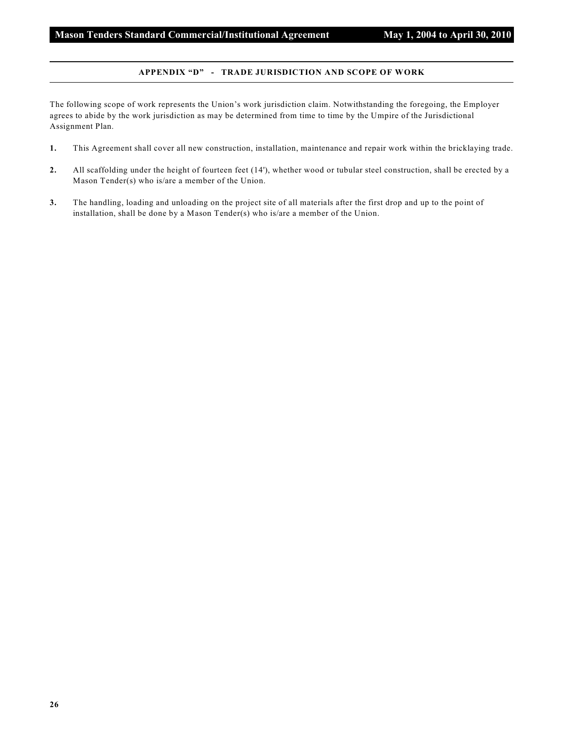## APPENDIX "D" - TRADE JURISDICTION AND SCOPE OF WORK

The following scope of work represents the Union's work jurisdiction claim. Notwithstanding the foregoing, the Employer agrees to abide by the work jurisdiction as may be determined from time to time by the Umpire of the Jurisdictional Assignment Plan.

**1.** This Agreement shall cover all new construction, installation, maintenance and repair work within the bricklaying trade.

**2.** All scaffolding under the height of fourteen feet (14'), whether wood or tubular steel construction, shall be erected by a Mason Tender(s) who is/are a member of the Union.

**3.** The handling, loading and unloading on the project site of all materials after the first drop and up to the point of installation, shall be done by a Mason Tender(s) who is/are a member of the Union.